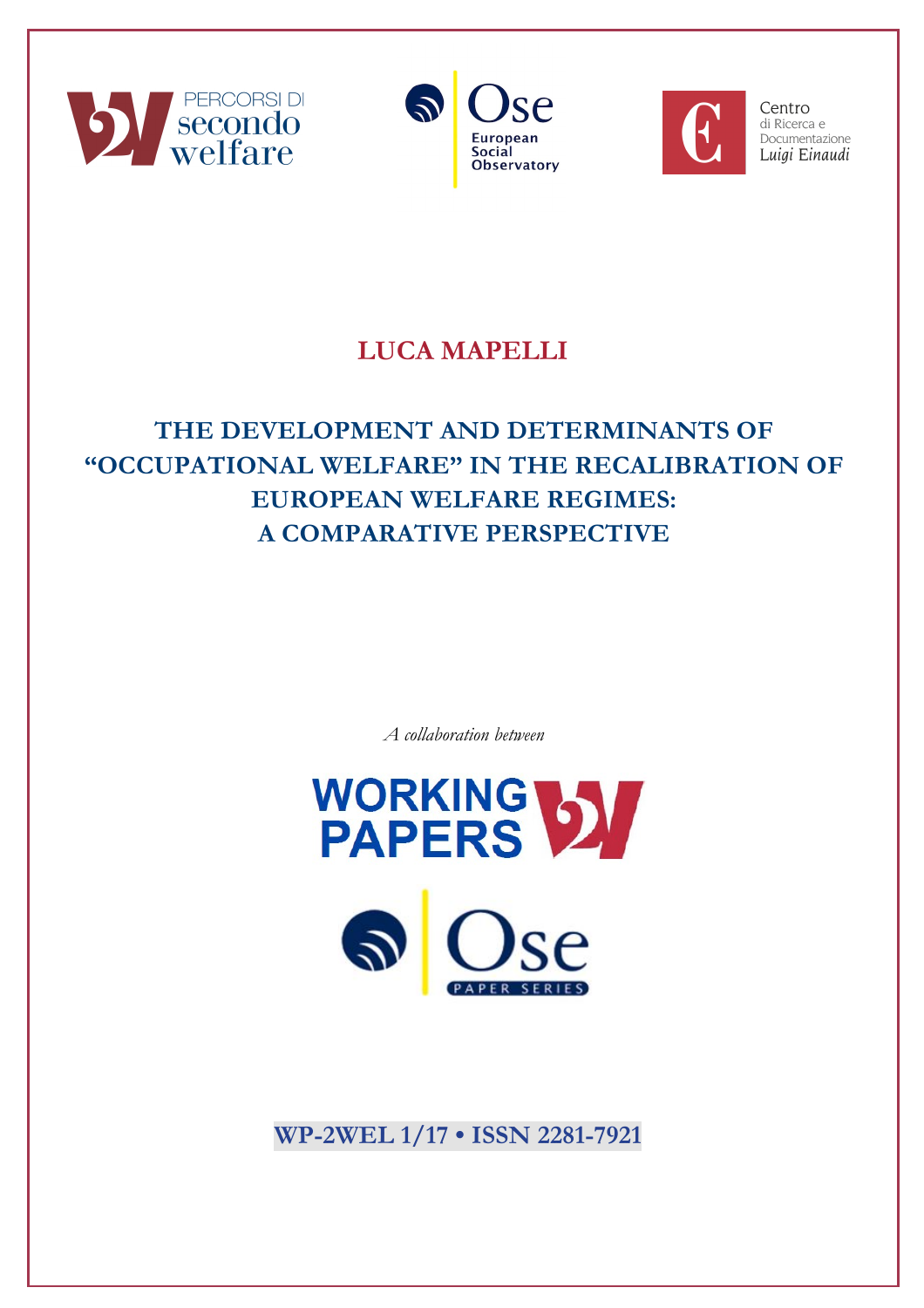PERCORSI DI secondo welfare

Ose European Social Observatory

Centro di Ricerca e Documentazione Luigi Einaudi

**LUCA MAPELLI**

# THE DEVELOPMENT AND DETERMINANTS OF "OCCUPATIONAL WELFARE" IN THE RECALIBRATION OF EUROPEAN WELFARE REGIMES: A COMPARATIVE PERSPECTIVE

*A collaboration between*

WORKING PAPERS

Ose PAPER SERIES

**WP-2WEL 1/17 • ISSN 2281-7921**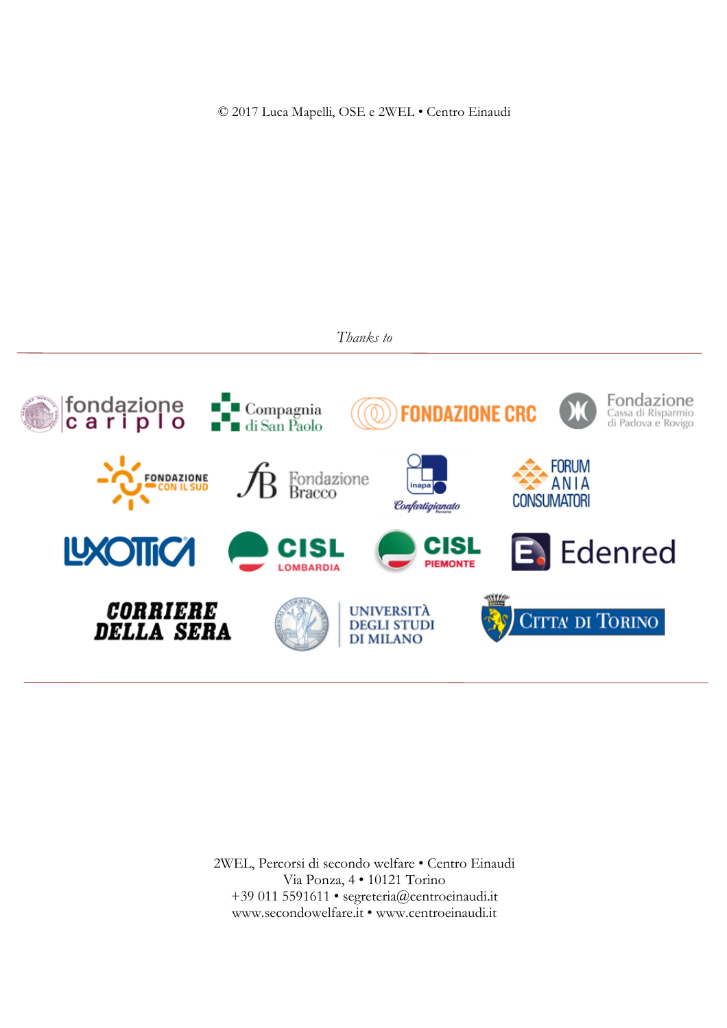© 2017 Luca Mapelli, OSE e 2WEL • Centro Einaudi

*Thanks to*

2WEL, Percorsi di secondo welfare • Centro Einaudi
Via Ponza, 4 • 10121 Torino
+39 011 5591611 • segreteria@centroeinaudi.it
www.secondowelfare.it • www.centroeinaudi.it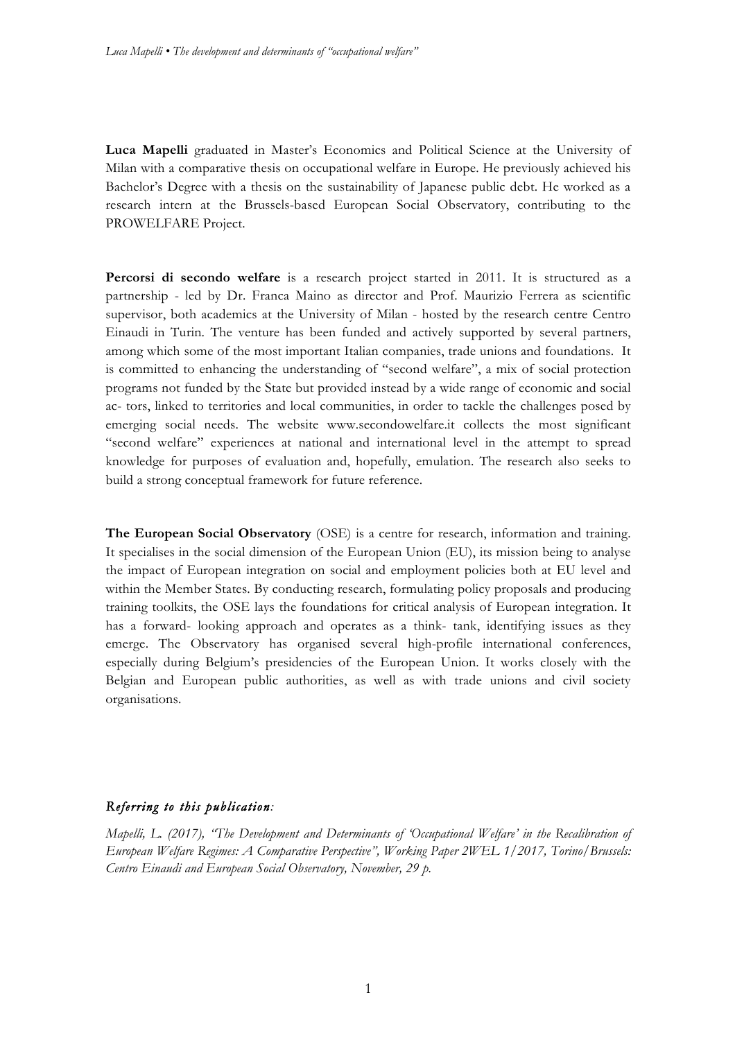**Luca Mapelli** graduated in Master's Economics and Political Science at the University of Milan with a comparative thesis on occupational welfare in Europe. He previously achieved his Bachelor's Degree with a thesis on the sustainability of Japanese public debt. He worked as a research intern at the Brussels-based European Social Observatory, contributing to the PROWELFARE Project.

**Percorsi di secondo welfare** is a research project started in 2011. It is structured as a partnership - led by Dr. Franca Maino as director and Prof. Maurizio Ferrera as scientific supervisor, both academics at the University of Milan - hosted by the research centre Centro Einaudi in Turin. The venture has been funded and actively supported by several partners, among which some of the most important Italian companies, trade unions and foundations. It is committed to enhancing the understanding of "second welfare", a mix of social protection programs not funded by the State but provided instead by a wide range of economic and social ac- tors, linked to territories and local communities, in order to tackle the challenges posed by emerging social needs. The website www.secondowelfare.it collects the most significant "second welfare" experiences at national and international level in the attempt to spread knowledge for purposes of evaluation and, hopefully, emulation. The research also seeks to build a strong conceptual framework for future reference.

**The European Social Observatory** (OSE) is a centre for research, information and training. It specialises in the social dimension of the European Union (EU), its mission being to analyse the impact of European integration on social and employment policies both at EU level and within the Member States. By conducting research, formulating policy proposals and producing training toolkits, the OSE lays the foundations for critical analysis of European integration. It has a forward- looking approach and operates as a think- tank, identifying issues as they emerge. The Observatory has organised several high-profile international conferences, especially during Belgium's presidencies of the European Union. It works closely with the Belgian and European public authorities, as well as with trade unions and civil society organisations.

*Referring to this publication:*

*Mapelli, L. (2017), "The Development and Determinants of 'Occupational Welfare' in the Recalibration of European Welfare Regimes: A Comparative Perspective", Working Paper 2WEL 1/2017, Torino/Brussels: Centro Einaudi and European Social Observatory, November, 29 p.*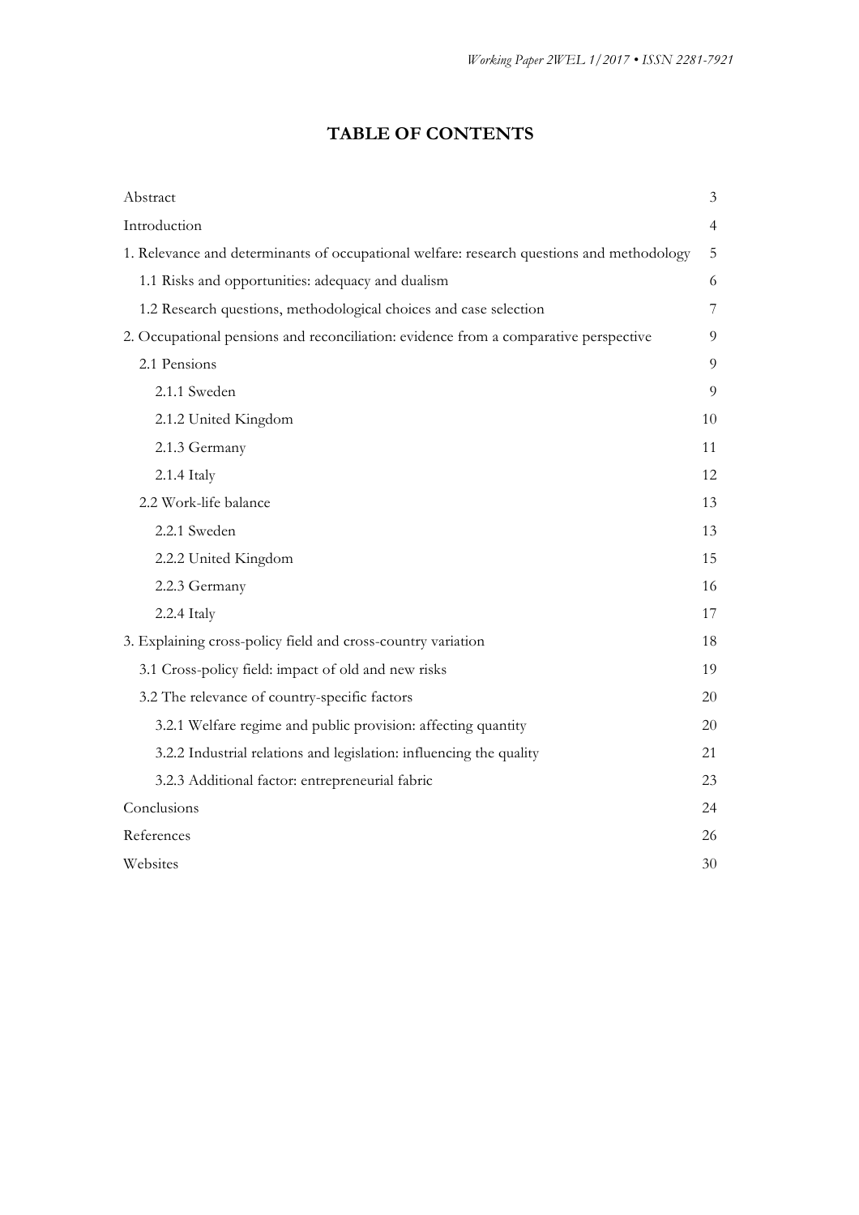# TABLE OF CONTENTS

| | |
|---|---|
| Abstract | 3 |
| Introduction | 4 |
| 1. Relevance and determinants of occupational welfare: research questions and methodology | 5 |
| 1.1 Risks and opportunities: adequacy and dualism | 6 |
| 1.2 Research questions, methodological choices and case selection | 7 |
| 2. Occupational pensions and reconciliation: evidence from a comparative perspective | 9 |
| 2.1 Pensions | 9 |
| 2.1.1 Sweden | 9 |
| 2.1.2 United Kingdom | 10 |
| 2.1.3 Germany | 11 |
| 2.1.4 Italy | 12 |
| 2.2 Work-life balance | 13 |
| 2.2.1 Sweden | 13 |
| 2.2.2 United Kingdom | 15 |
| 2.2.3 Germany | 16 |
| 2.2.4 Italy | 17 |
| 3. Explaining cross-policy field and cross-country variation | 18 |
| 3.1 Cross-policy field: impact of old and new risks | 19 |
| 3.2 The relevance of country-specific factors | 20 |
| 3.2.1 Welfare regime and public provision: affecting quantity | 20 |
| 3.2.2 Industrial relations and legislation: influencing the quality | 21 |
| 3.2.3 Additional factor: entrepreneurial fabric | 23 |
| Conclusions | 24 |
| References | 26 |
| Websites | 30 |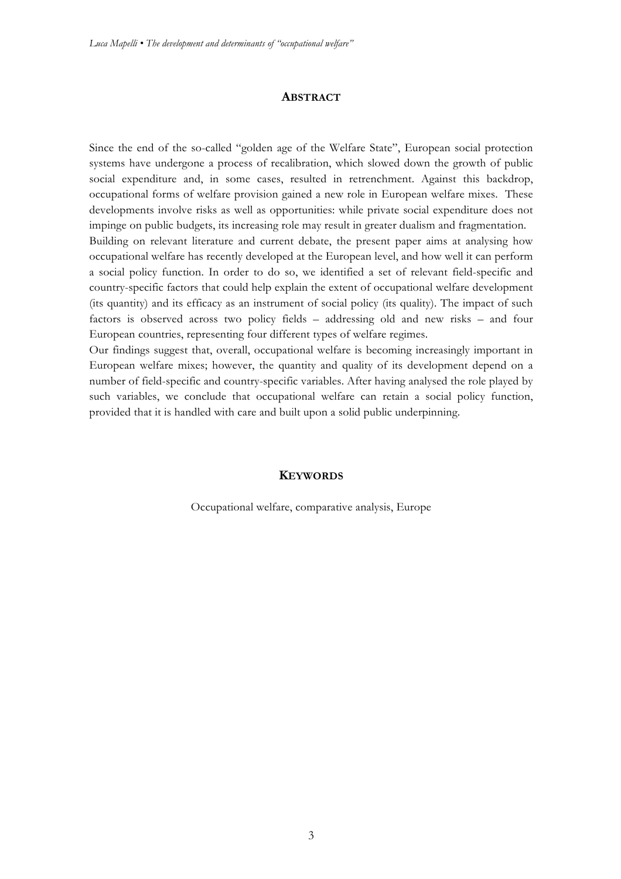## Abstract

Since the end of the so-called "golden age of the Welfare State", European social protection systems have undergone a process of recalibration, which slowed down the growth of public social expenditure and, in some cases, resulted in retrenchment. Against this backdrop, occupational forms of welfare provision gained a new role in European welfare mixes. These developments involve risks as well as opportunities: while private social expenditure does not impinge on public budgets, its increasing role may result in greater dualism and fragmentation.

Building on relevant literature and current debate, the present paper aims at analysing how occupational welfare has recently developed at the European level, and how well it can perform a social policy function. In order to do so, we identified a set of relevant field-specific and country-specific factors that could help explain the extent of occupational welfare development (its quantity) and its efficacy as an instrument of social policy (its quality). The impact of such factors is observed across two policy fields – addressing old and new risks – and four European countries, representing four different types of welfare regimes.

Our findings suggest that, overall, occupational welfare is becoming increasingly important in European welfare mixes; however, the quantity and quality of its development depend on a number of field-specific and country-specific variables. After having analysed the role played by such variables, we conclude that occupational welfare can retain a social policy function, provided that it is handled with care and built upon a solid public underpinning.

## Keywords

Occupational welfare, comparative analysis, Europe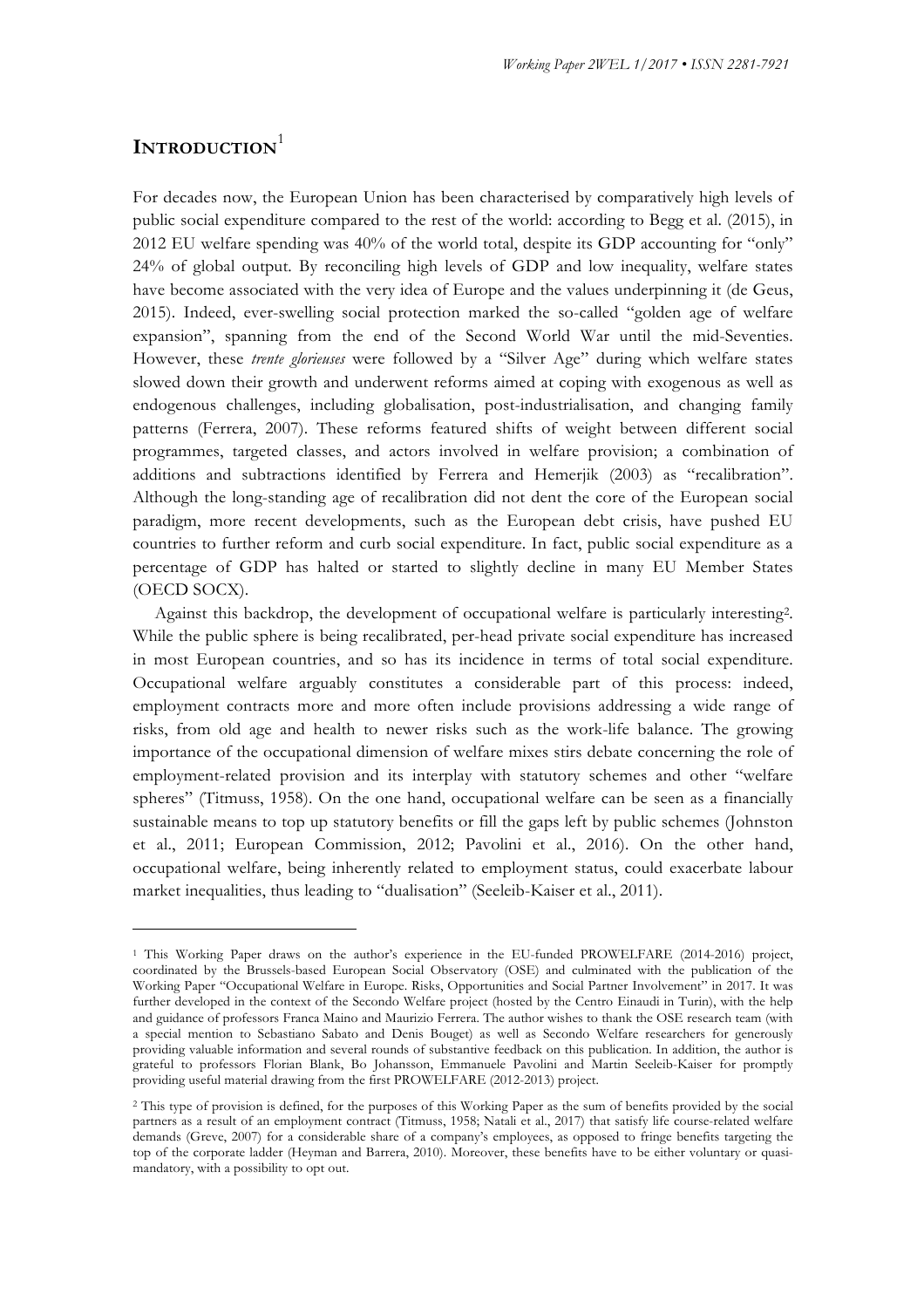# INTRODUCTION[1]

For decades now, the European Union has been characterised by comparatively high levels of public social expenditure compared to the rest of the world: according to Begg et al. (2015), in 2012 EU welfare spending was 40% of the world total, despite its GDP accounting for "only" 24% of global output. By reconciling high levels of GDP and low inequality, welfare states have become associated with the very idea of Europe and the values underpinning it (de Geus, 2015). Indeed, ever-swelling social protection marked the so-called "golden age of welfare expansion", spanning from the end of the Second World War until the mid-Seventies. However, these *trente glorieuses* were followed by a "Silver Age" during which welfare states slowed down their growth and underwent reforms aimed at coping with exogenous as well as endogenous challenges, including globalisation, post-industrialisation, and changing family patterns (Ferrera, 2007). These reforms featured shifts of weight between different social programmes, targeted classes, and actors involved in welfare provision; a combination of additions and subtractions identified by Ferrera and Hemerjik (2003) as "recalibration". Although the long-standing age of recalibration did not dent the core of the European social paradigm, more recent developments, such as the European debt crisis, have pushed EU countries to further reform and curb social expenditure. In fact, public social expenditure as a percentage of GDP has halted or started to slightly decline in many EU Member States (OECD SOCX).

Against this backdrop, the development of occupational welfare is particularly interesting[2]. While the public sphere is being recalibrated, per-head private social expenditure has increased in most European countries, and so has its incidence in terms of total social expenditure. Occupational welfare arguably constitutes a considerable part of this process: indeed, employment contracts more and more often include provisions addressing a wide range of risks, from old age and health to newer risks such as the work-life balance. The growing importance of the occupational dimension of welfare mixes stirs debate concerning the role of employment-related provision and its interplay with statutory schemes and other "welfare spheres" (Titmuss, 1958). On the one hand, occupational welfare can be seen as a financially sustainable means to top up statutory benefits or fill the gaps left by public schemes (Johnston et al., 2011; European Commission, 2012; Pavolini et al., 2016). On the other hand, occupational welfare, being inherently related to employment status, could exacerbate labour market inequalities, thus leading to "dualisation" (Seeleib-Kaiser et al., 2011).

---

[1] This Working Paper draws on the author's experience in the EU-funded PROWELFARE (2014-2016) project, coordinated by the Brussels-based European Social Observatory (OSE) and culminated with the publication of the Working Paper "Occupational Welfare in Europe. Risks, Opportunities and Social Partner Involvement" in 2017. It was further developed in the context of the Secondo Welfare project (hosted by the Centro Einaudi in Turin), with the help and guidance of professors Franca Maino and Maurizio Ferrera. The author wishes to thank the OSE research team (with a special mention to Sebastiano Sabato and Denis Bouget) as well as Secondo Welfare researchers for generously providing valuable information and several rounds of substantive feedback on this publication. In addition, the author is grateful to professors Florian Blank, Bo Johansson, Emmanuele Pavolini and Martin Seeleib-Kaiser for promptly providing useful material drawing from the first PROWELFARE (2012-2013) project.

[2] This type of provision is defined, for the purposes of this Working Paper as the sum of benefits provided by the social partners as a result of an employment contract (Titmuss, 1958; Natali et al., 2017) that satisfy life course-related welfare demands (Greve, 2007) for a considerable share of a company's employees, as opposed to fringe benefits targeting the top of the corporate ladder (Heyman and Barrera, 2010). Moreover, these benefits have to be either voluntary or quasi-mandatory, with a possibility to opt out.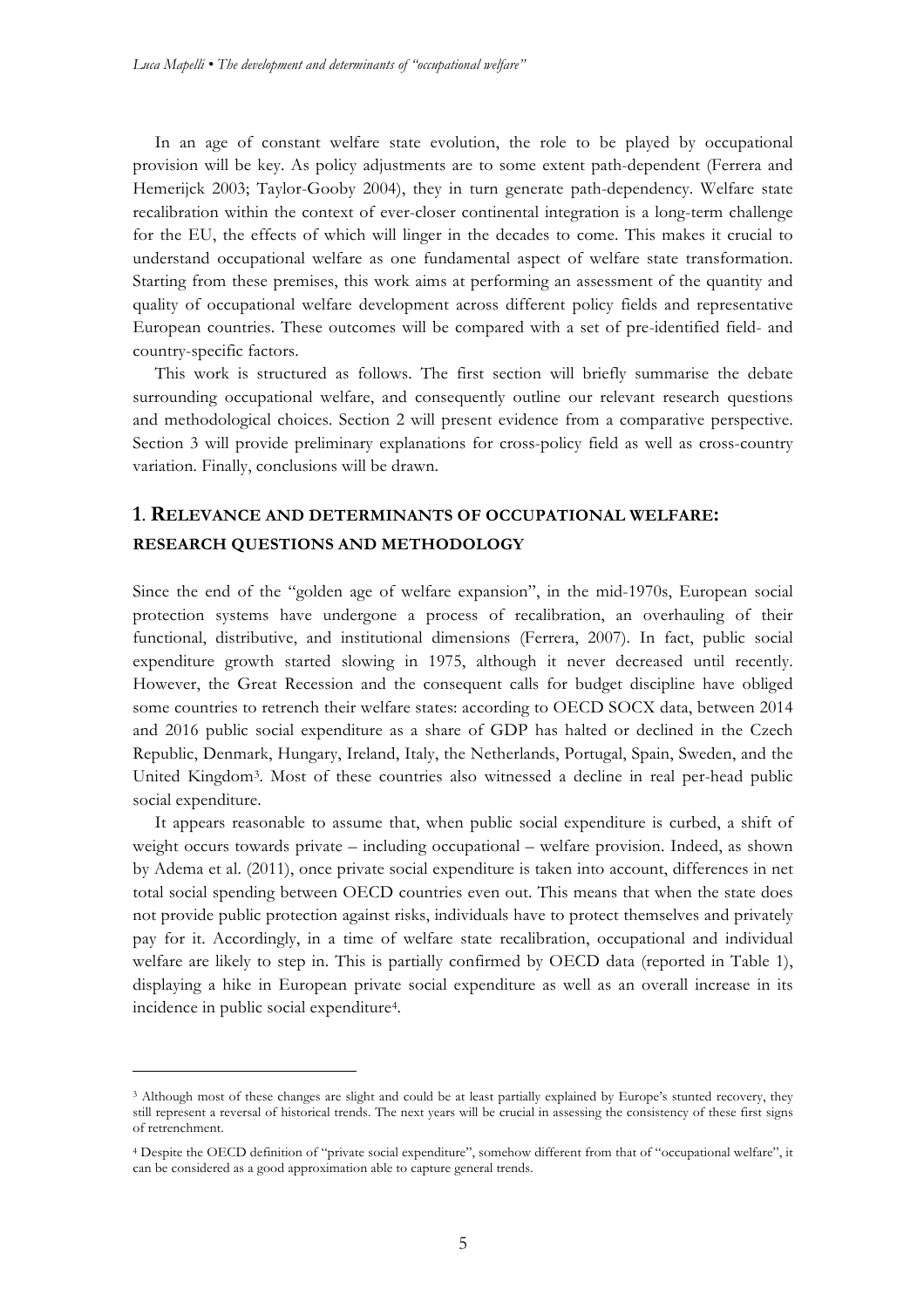In an age of constant welfare state evolution, the role to be played by occupational provision will be key. As policy adjustments are to some extent path-dependent (Ferrera and Hemerijck 2003; Taylor-Gooby 2004), they in turn generate path-dependency. Welfare state recalibration within the context of ever-closer continental integration is a long-term challenge for the EU, the effects of which will linger in the decades to come. This makes it crucial to understand occupational welfare as one fundamental aspect of welfare state transformation. Starting from these premises, this work aims at performing an assessment of the quantity and quality of occupational welfare development across different policy fields and representative European countries. These outcomes will be compared with a set of pre-identified field- and country-specific factors.

This work is structured as follows. The first section will briefly summarise the debate surrounding occupational welfare, and consequently outline our relevant research questions and methodological choices. Section 2 will present evidence from a comparative perspective. Section 3 will provide preliminary explanations for cross-policy field as well as cross-country variation. Finally, conclusions will be drawn.

## 1. RELEVANCE AND DETERMINANTS OF OCCUPATIONAL WELFARE: RESEARCH QUESTIONS AND METHODOLOGY

Since the end of the "golden age of welfare expansion", in the mid-1970s, European social protection systems have undergone a process of recalibration, an overhauling of their functional, distributive, and institutional dimensions (Ferrera, 2007). In fact, public social expenditure growth started slowing in 1975, although it never decreased until recently. However, the Great Recession and the consequent calls for budget discipline have obliged some countries to retrench their welfare states: according to OECD SOCX data, between 2014 and 2016 public social expenditure as a share of GDP has halted or declined in the Czech Republic, Denmark, Hungary, Ireland, Italy, the Netherlands, Portugal, Spain, Sweden, and the United Kingdom[3]. Most of these countries also witnessed a decline in real per-head public social expenditure.

It appears reasonable to assume that, when public social expenditure is curbed, a shift of weight occurs towards private – including occupational – welfare provision. Indeed, as shown by Adema et al. (2011), once private social expenditure is taken into account, differences in net total social spending between OECD countries even out. This means that when the state does not provide public protection against risks, individuals have to protect themselves and privately pay for it. Accordingly, in a time of welfare state recalibration, occupational and individual welfare are likely to step in. This is partially confirmed by OECD data (reported in Table 1), displaying a hike in European private social expenditure as well as an overall increase in its incidence in public social expenditure[4].

---

[3] Although most of these changes are slight and could be at least partially explained by Europe's stunted recovery, they still represent a reversal of historical trends. The next years will be crucial in assessing the consistency of these first signs of retrenchment.

[4] Despite the OECD definition of "private social expenditure", somehow different from that of "occupational welfare", it can be considered as a good approximation able to capture general trends.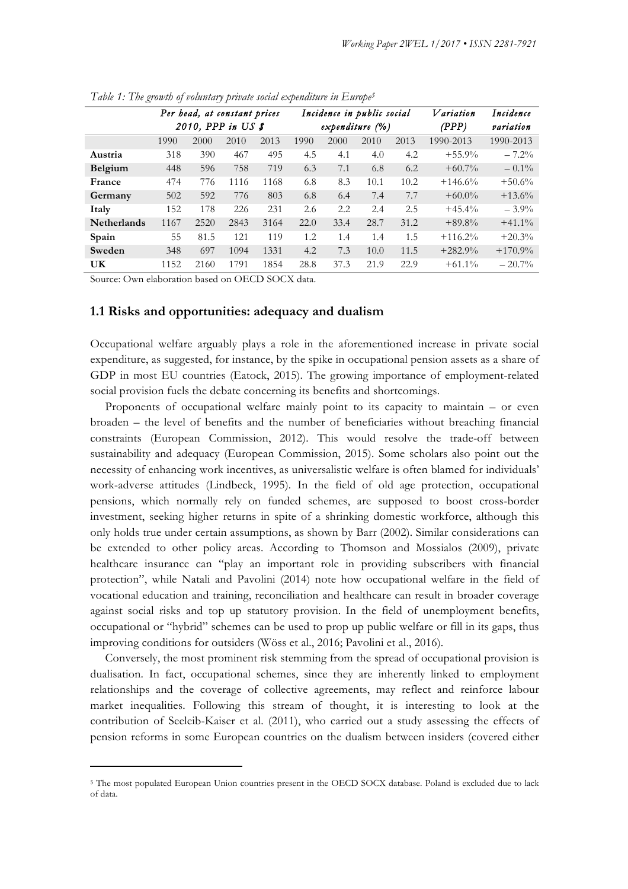*Table 1: The growth of voluntary private social expenditure in Europe*[5]

| | *Per head, at constant prices 2010, PPP in US $* | | | | *Incidence in public social expenditure (%)* | | | | *Variation (PPP)* | *Incidence variation* |
|---|---|---|---|---|---|---|---|---|---|---|
| | 1990 | 2000 | 2010 | 2013 | 1990 | 2000 | 2010 | 2013 | 1990-2013 | 1990-2013 |
| **Austria** | 318 | 390 | 467 | 495 | 4.5 | 4.1 | 4.0 | 4.2 | +55.9% | – 7.2% |
| **Belgium** | 448 | 596 | 758 | 719 | 6.3 | 7.1 | 6.8 | 6.2 | +60.7% | – 0.1% |
| **France** | 474 | 776 | 1116 | 1168 | 6.8 | 8.3 | 10.1 | 10.2 | +146.6% | +50.6% |
| **Germany** | 502 | 592 | 776 | 803 | 6.8 | 6.4 | 7.4 | 7.7 | +60.0% | +13.6% |
| **Italy** | 152 | 178 | 226 | 231 | 2.6 | 2.2 | 2.4 | 2.5 | +45.4% | – 3.9% |
| **Netherlands** | 1167 | 2520 | 2843 | 3164 | 22.0 | 33.4 | 28.7 | 31.2 | +89.8% | +41.1% |
| **Spain** | 55 | 81.5 | 121 | 119 | 1.2 | 1.4 | 1.4 | 1.5 | +116.2% | +20.3% |
| **Sweden** | 348 | 697 | 1094 | 1331 | 4.2 | 7.3 | 10.0 | 11.5 | +282.9% | +170.9% |
| **UK** | 1152 | 2160 | 1791 | 1854 | 28.8 | 37.3 | 21.9 | 22.9 | +61.1% | – 20.7% |

Source: Own elaboration based on OECD SOCX data.

### 1.1 Risks and opportunities: adequacy and dualism

Occupational welfare arguably plays a role in the aforementioned increase in private social expenditure, as suggested, for instance, by the spike in occupational pension assets as a share of GDP in most EU countries (Eatock, 2015). The growing importance of employment-related social provision fuels the debate concerning its benefits and shortcomings.

Proponents of occupational welfare mainly point to its capacity to maintain – or even broaden – the level of benefits and the number of beneficiaries without breaching financial constraints (European Commission, 2012). This would resolve the trade-off between sustainability and adequacy (European Commission, 2015). Some scholars also point out the necessity of enhancing work incentives, as universalistic welfare is often blamed for individuals' work-adverse attitudes (Lindbeck, 1995). In the field of old age protection, occupational pensions, which normally rely on funded schemes, are supposed to boost cross-border investment, seeking higher returns in spite of a shrinking domestic workforce, although this only holds true under certain assumptions, as shown by Barr (2002). Similar considerations can be extended to other policy areas. According to Thomson and Mossialos (2009), private healthcare insurance can "play an important role in providing subscribers with financial protection", while Natali and Pavolini (2014) note how occupational welfare in the field of vocational education and training, reconciliation and healthcare can result in broader coverage against social risks and top up statutory provision. In the field of unemployment benefits, occupational or "hybrid" schemes can be used to prop up public welfare or fill in its gaps, thus improving conditions for outsiders (Wöss et al., 2016; Pavolini et al., 2016).

Conversely, the most prominent risk stemming from the spread of occupational provision is dualisation. In fact, occupational schemes, since they are inherently linked to employment relationships and the coverage of collective agreements, may reflect and reinforce labour market inequalities. Following this stream of thought, it is interesting to look at the contribution of Seeleib-Kaiser et al. (2011), who carried out a study assessing the effects of pension reforms in some European countries on the dualism between insiders (covered either

[5] The most populated European Union countries present in the OECD SOCX database. Poland is excluded due to lack of data.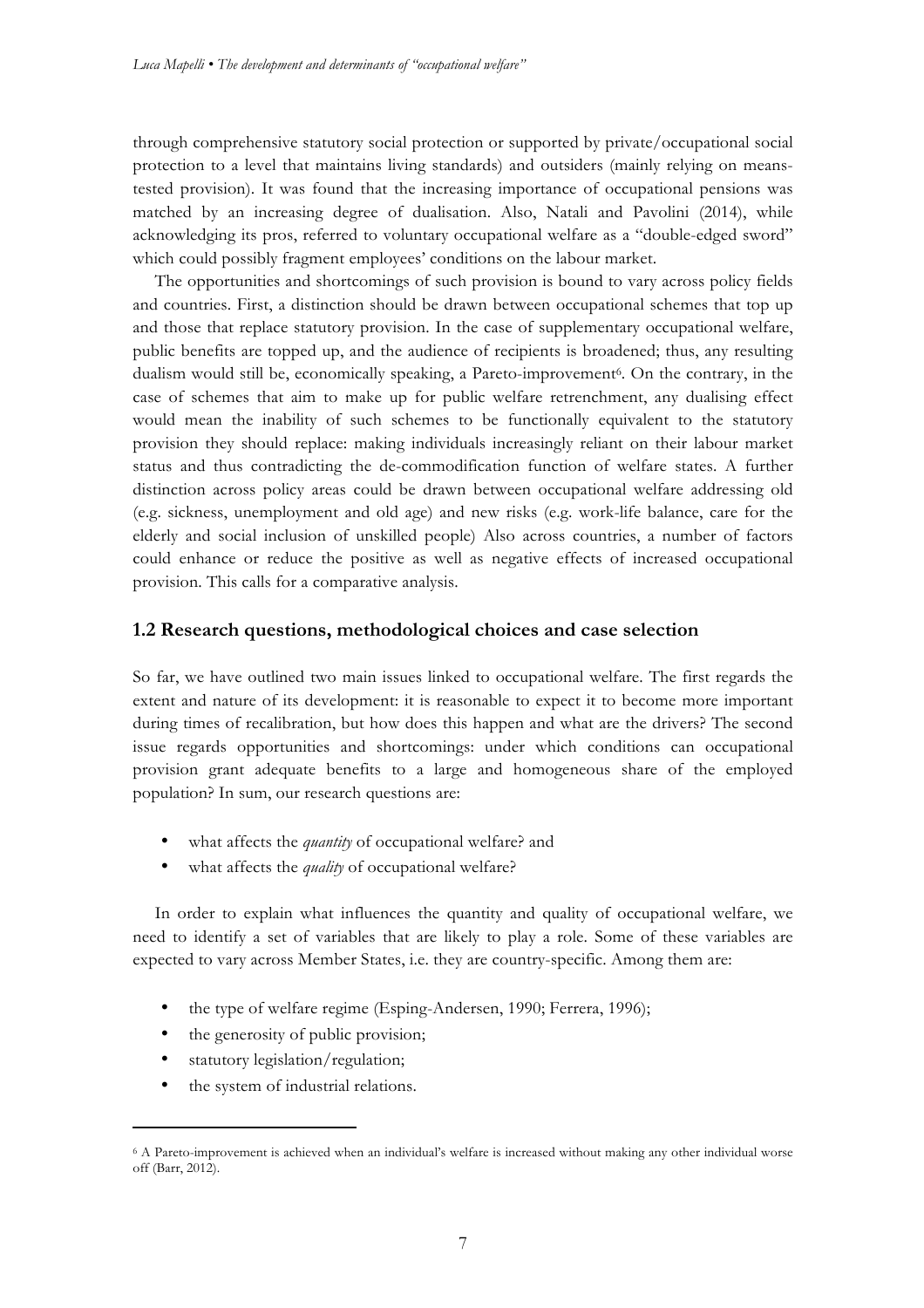through comprehensive statutory social protection or supported by private/occupational social protection to a level that maintains living standards) and outsiders (mainly relying on means-tested provision). It was found that the increasing importance of occupational pensions was matched by an increasing degree of dualisation. Also, Natali and Pavolini (2014), while acknowledging its pros, referred to voluntary occupational welfare as a "double-edged sword" which could possibly fragment employees' conditions on the labour market.

The opportunities and shortcomings of such provision is bound to vary across policy fields and countries. First, a distinction should be drawn between occupational schemes that top up and those that replace statutory provision. In the case of supplementary occupational welfare, public benefits are topped up, and the audience of recipients is broadened; thus, any resulting dualism would still be, economically speaking, a Pareto-improvement[6]. On the contrary, in the case of schemes that aim to make up for public welfare retrenchment, any dualising effect would mean the inability of such schemes to be functionally equivalent to the statutory provision they should replace: making individuals increasingly reliant on their labour market status and thus contradicting the de-commodification function of welfare states. A further distinction across policy areas could be drawn between occupational welfare addressing old (e.g. sickness, unemployment and old age) and new risks (e.g. work-life balance, care for the elderly and social inclusion of unskilled people) Also across countries, a number of factors could enhance or reduce the positive as well as negative effects of increased occupational provision. This calls for a comparative analysis.

## 1.2 Research questions, methodological choices and case selection

So far, we have outlined two main issues linked to occupational welfare. The first regards the extent and nature of its development: it is reasonable to expect it to become more important during times of recalibration, but how does this happen and what are the drivers? The second issue regards opportunities and shortcomings: under which conditions can occupational provision grant adequate benefits to a large and homogeneous share of the employed population? In sum, our research questions are:

- what affects the *quantity* of occupational welfare? and
- what affects the *quality* of occupational welfare?

In order to explain what influences the quantity and quality of occupational welfare, we need to identify a set of variables that are likely to play a role. Some of these variables are expected to vary across Member States, i.e. they are country-specific. Among them are:

- the type of welfare regime (Esping-Andersen, 1990; Ferrera, 1996);
- the generosity of public provision;
- statutory legislation/regulation;
- the system of industrial relations.

[6] A Pareto-improvement is achieved when an individual's welfare is increased without making any other individual worse off (Barr, 2012).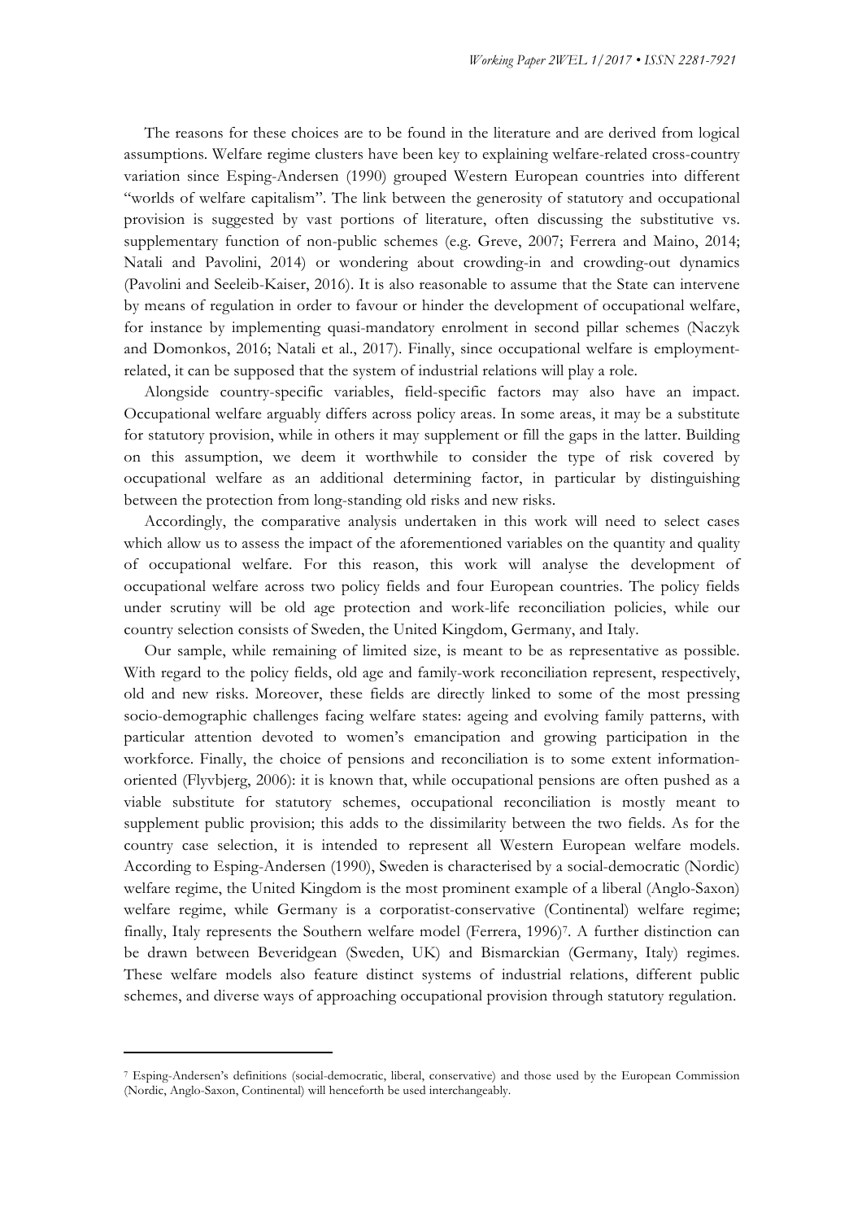The reasons for these choices are to be found in the literature and are derived from logical assumptions. Welfare regime clusters have been key to explaining welfare-related cross-country variation since Esping-Andersen (1990) grouped Western European countries into different "worlds of welfare capitalism". The link between the generosity of statutory and occupational provision is suggested by vast portions of literature, often discussing the substitutive vs. supplementary function of non-public schemes (e.g. Greve, 2007; Ferrera and Maino, 2014; Natali and Pavolini, 2014) or wondering about crowding-in and crowding-out dynamics (Pavolini and Seeleib-Kaiser, 2016). It is also reasonable to assume that the State can intervene by means of regulation in order to favour or hinder the development of occupational welfare, for instance by implementing quasi-mandatory enrolment in second pillar schemes (Naczyk and Domonkos, 2016; Natali et al., 2017). Finally, since occupational welfare is employment-related, it can be supposed that the system of industrial relations will play a role.

Alongside country-specific variables, field-specific factors may also have an impact. Occupational welfare arguably differs across policy areas. In some areas, it may be a substitute for statutory provision, while in others it may supplement or fill the gaps in the latter. Building on this assumption, we deem it worthwhile to consider the type of risk covered by occupational welfare as an additional determining factor, in particular by distinguishing between the protection from long-standing old risks and new risks.

Accordingly, the comparative analysis undertaken in this work will need to select cases which allow us to assess the impact of the aforementioned variables on the quantity and quality of occupational welfare. For this reason, this work will analyse the development of occupational welfare across two policy fields and four European countries. The policy fields under scrutiny will be old age protection and work-life reconciliation policies, while our country selection consists of Sweden, the United Kingdom, Germany, and Italy.

Our sample, while remaining of limited size, is meant to be as representative as possible. With regard to the policy fields, old age and family-work reconciliation represent, respectively, old and new risks. Moreover, these fields are directly linked to some of the most pressing socio-demographic challenges facing welfare states: ageing and evolving family patterns, with particular attention devoted to women's emancipation and growing participation in the workforce. Finally, the choice of pensions and reconciliation is to some extent information-oriented (Flyvbjerg, 2006): it is known that, while occupational pensions are often pushed as a viable substitute for statutory schemes, occupational reconciliation is mostly meant to supplement public provision; this adds to the dissimilarity between the two fields. As for the country case selection, it is intended to represent all Western European welfare models. According to Esping-Andersen (1990), Sweden is characterised by a social-democratic (Nordic) welfare regime, the United Kingdom is the most prominent example of a liberal (Anglo-Saxon) welfare regime, while Germany is a corporatist-conservative (Continental) welfare regime; finally, Italy represents the Southern welfare model (Ferrera, 1996)[7]. A further distinction can be drawn between Beveridgean (Sweden, UK) and Bismarckian (Germany, Italy) regimes. These welfare models also feature distinct systems of industrial relations, different public schemes, and diverse ways of approaching occupational provision through statutory regulation.

[7] Esping-Andersen's definitions (social-democratic, liberal, conservative) and those used by the European Commission (Nordic, Anglo-Saxon, Continental) will henceforth be used interchangeably.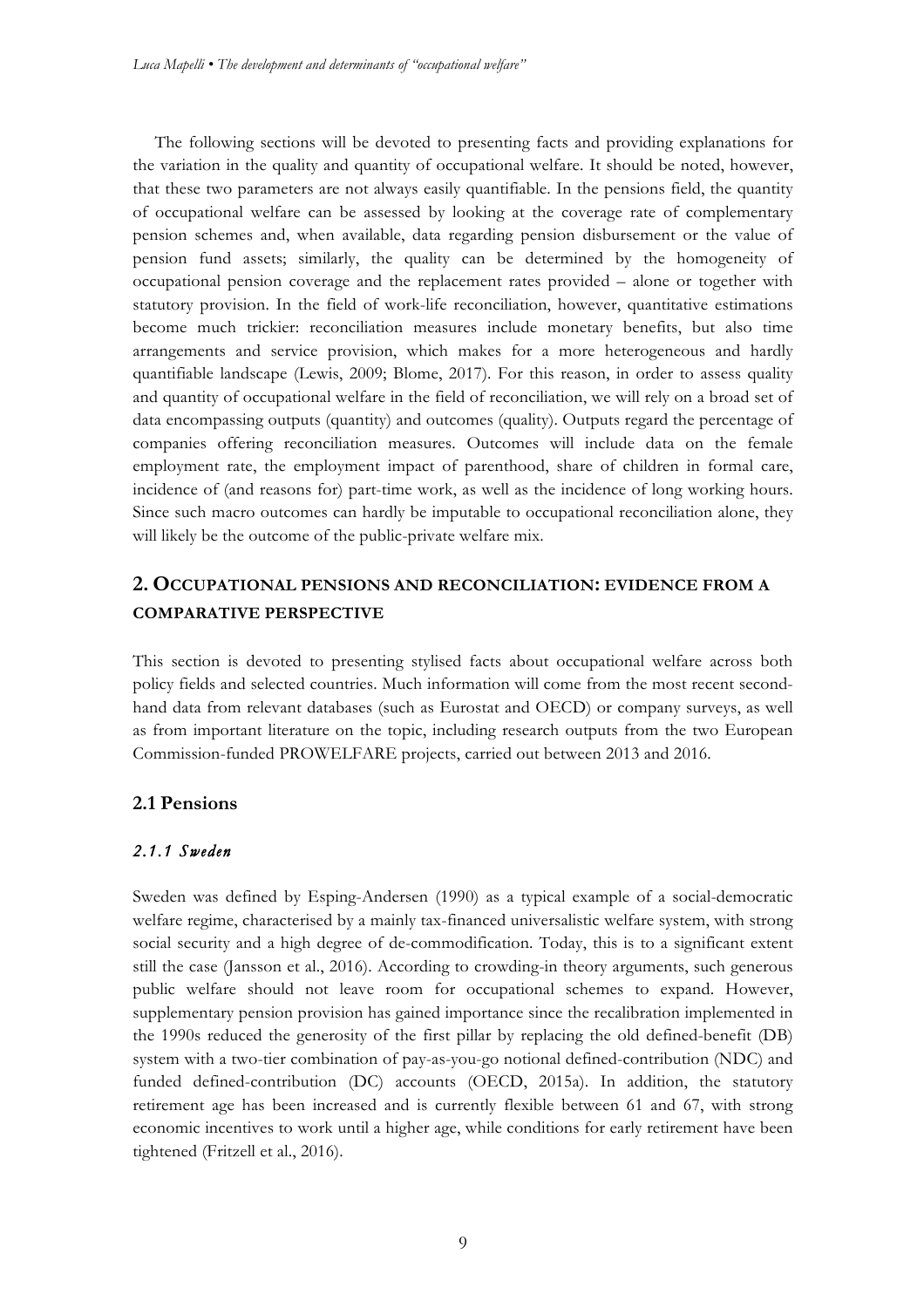The following sections will be devoted to presenting facts and providing explanations for the variation in the quality and quantity of occupational welfare. It should be noted, however, that these two parameters are not always easily quantifiable. In the pensions field, the quantity of occupational welfare can be assessed by looking at the coverage rate of complementary pension schemes and, when available, data regarding pension disbursement or the value of pension fund assets; similarly, the quality can be determined by the homogeneity of occupational pension coverage and the replacement rates provided – alone or together with statutory provision. In the field of work-life reconciliation, however, quantitative estimations become much trickier: reconciliation measures include monetary benefits, but also time arrangements and service provision, which makes for a more heterogeneous and hardly quantifiable landscape (Lewis, 2009; Blome, 2017). For this reason, in order to assess quality and quantity of occupational welfare in the field of reconciliation, we will rely on a broad set of data encompassing outputs (quantity) and outcomes (quality). Outputs regard the percentage of companies offering reconciliation measures. Outcomes will include data on the female employment rate, the employment impact of parenthood, share of children in formal care, incidence of (and reasons for) part-time work, as well as the incidence of long working hours. Since such macro outcomes can hardly be imputable to occupational reconciliation alone, they will likely be the outcome of the public-private welfare mix.

## 2. Occupational pensions and reconciliation: evidence from a comparative perspective

This section is devoted to presenting stylised facts about occupational welfare across both policy fields and selected countries. Much information will come from the most recent second-hand data from relevant databases (such as Eurostat and OECD) or company surveys, as well as from important literature on the topic, including research outputs from the two European Commission-funded PROWELFARE projects, carried out between 2013 and 2016.

### 2.1 Pensions

#### *2.1.1 Sweden*

Sweden was defined by Esping-Andersen (1990) as a typical example of a social-democratic welfare regime, characterised by a mainly tax-financed universalistic welfare system, with strong social security and a high degree of de-commodification. Today, this is to a significant extent still the case (Jansson et al., 2016). According to crowding-in theory arguments, such generous public welfare should not leave room for occupational schemes to expand. However, supplementary pension provision has gained importance since the recalibration implemented in the 1990s reduced the generosity of the first pillar by replacing the old defined-benefit (DB) system with a two-tier combination of pay-as-you-go notional defined-contribution (NDC) and funded defined-contribution (DC) accounts (OECD, 2015a). In addition, the statutory retirement age has been increased and is currently flexible between 61 and 67, with strong economic incentives to work until a higher age, while conditions for early retirement have been tightened (Fritzell et al., 2016).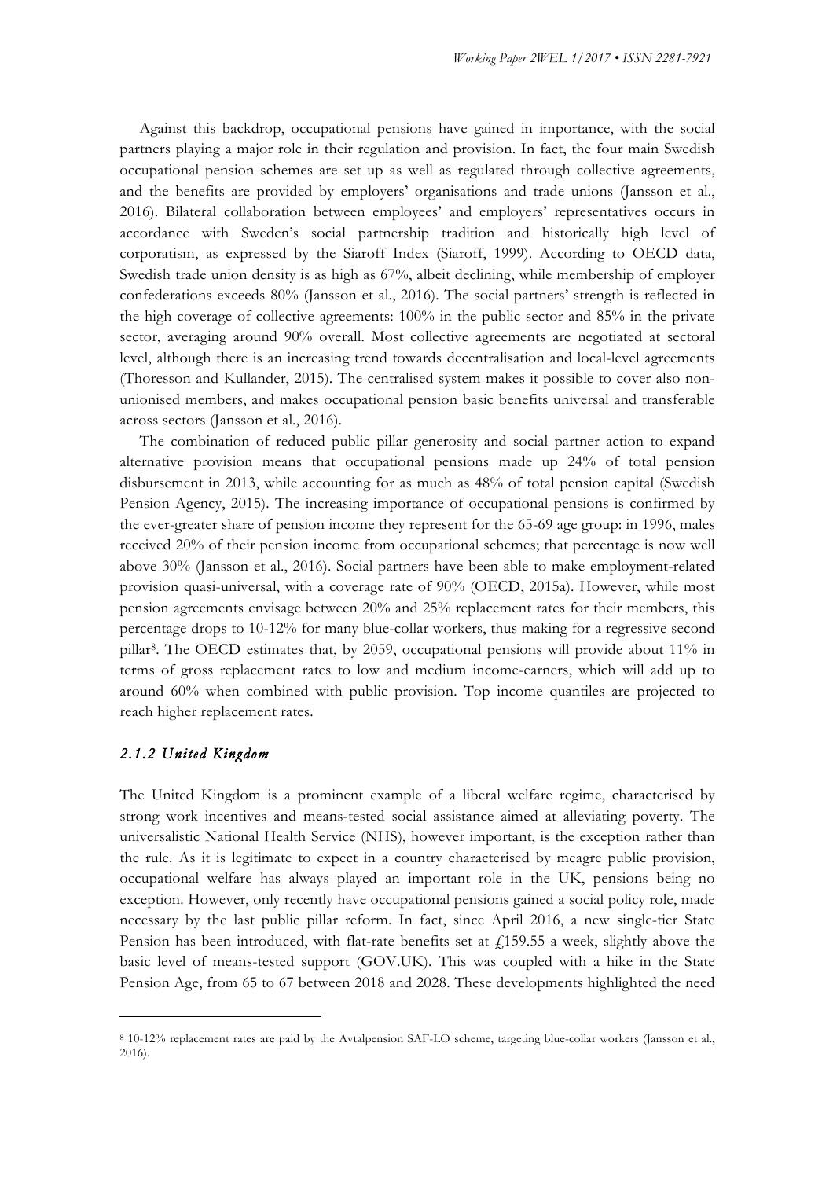Against this backdrop, occupational pensions have gained in importance, with the social partners playing a major role in their regulation and provision. In fact, the four main Swedish occupational pension schemes are set up as well as regulated through collective agreements, and the benefits are provided by employers' organisations and trade unions (Jansson et al., 2016). Bilateral collaboration between employees' and employers' representatives occurs in accordance with Sweden's social partnership tradition and historically high level of corporatism, as expressed by the Siaroff Index (Siaroff, 1999). According to OECD data, Swedish trade union density is as high as 67%, albeit declining, while membership of employer confederations exceeds 80% (Jansson et al., 2016). The social partners' strength is reflected in the high coverage of collective agreements: 100% in the public sector and 85% in the private sector, averaging around 90% overall. Most collective agreements are negotiated at sectoral level, although there is an increasing trend towards decentralisation and local-level agreements (Thoresson and Kullander, 2015). The centralised system makes it possible to cover also non-unionised members, and makes occupational pension basic benefits universal and transferable across sectors (Jansson et al., 2016).

The combination of reduced public pillar generosity and social partner action to expand alternative provision means that occupational pensions made up 24% of total pension disbursement in 2013, while accounting for as much as 48% of total pension capital (Swedish Pension Agency, 2015). The increasing importance of occupational pensions is confirmed by the ever-greater share of pension income they represent for the 65-69 age group: in 1996, males received 20% of their pension income from occupational schemes; that percentage is now well above 30% (Jansson et al., 2016). Social partners have been able to make employment-related provision quasi-universal, with a coverage rate of 90% (OECD, 2015a). However, while most pension agreements envisage between 20% and 25% replacement rates for their members, this percentage drops to 10-12% for many blue-collar workers, thus making for a regressive second pillar[8]. The OECD estimates that, by 2059, occupational pensions will provide about 11% in terms of gross replacement rates to low and medium income-earners, which will add up to around 60% when combined with public provision. Top income quantiles are projected to reach higher replacement rates.

### *2.1.2 United Kingdom*

The United Kingdom is a prominent example of a liberal welfare regime, characterised by strong work incentives and means-tested social assistance aimed at alleviating poverty. The universalistic National Health Service (NHS), however important, is the exception rather than the rule. As it is legitimate to expect in a country characterised by meagre public provision, occupational welfare has always played an important role in the UK, pensions being no exception. However, only recently have occupational pensions gained a social policy role, made necessary by the last public pillar reform. In fact, since April 2016, a new single-tier State Pension has been introduced, with flat-rate benefits set at £159.55 a week, slightly above the basic level of means-tested support (GOV.UK). This was coupled with a hike in the State Pension Age, from 65 to 67 between 2018 and 2028. These developments highlighted the need

[8] 10-12% replacement rates are paid by the Avtalpension SAF-LO scheme, targeting blue-collar workers (Jansson et al., 2016).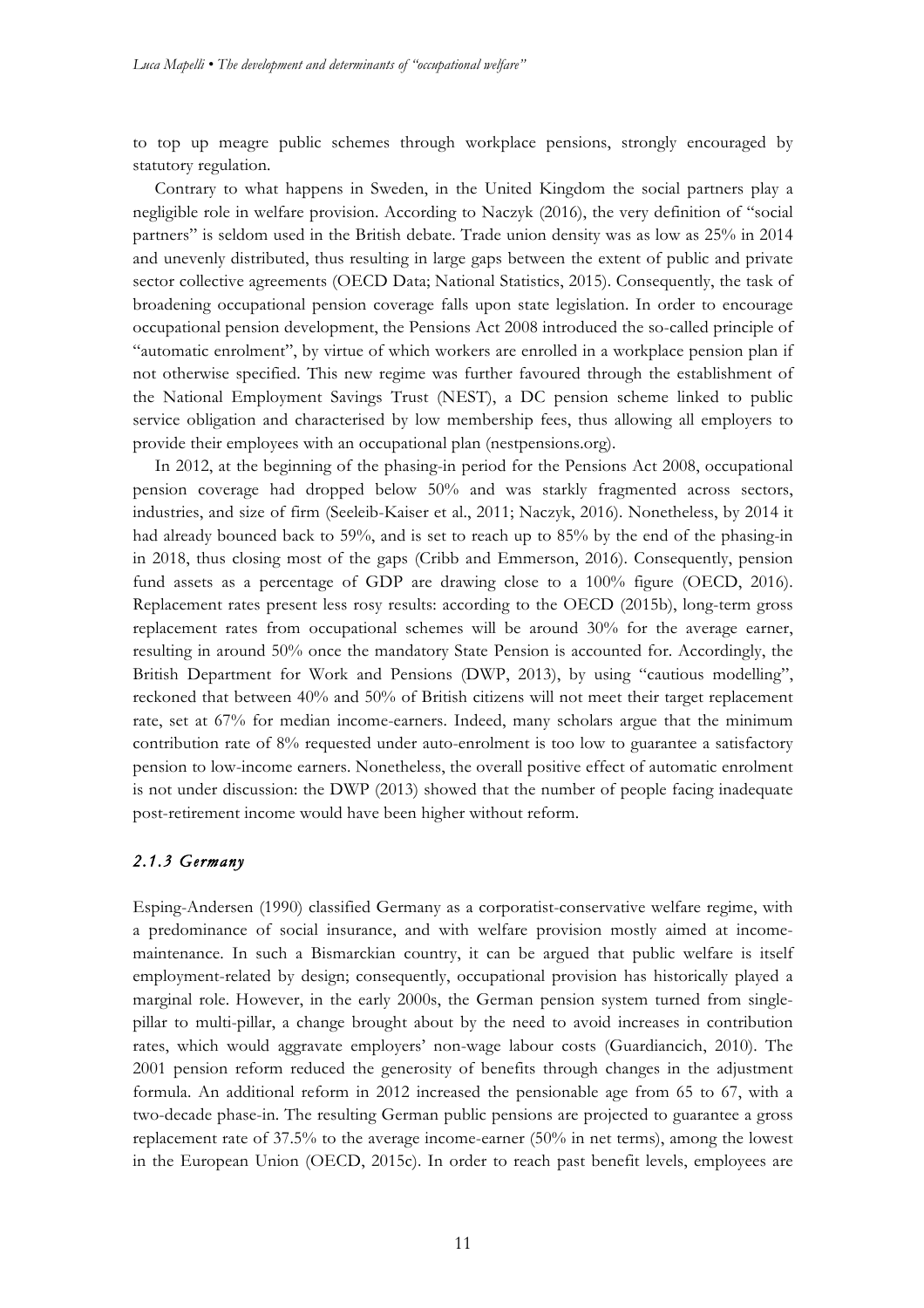to top up meagre public schemes through workplace pensions, strongly encouraged by statutory regulation.

Contrary to what happens in Sweden, in the United Kingdom the social partners play a negligible role in welfare provision. According to Naczyk (2016), the very definition of "social partners" is seldom used in the British debate. Trade union density was as low as 25% in 2014 and unevenly distributed, thus resulting in large gaps between the extent of public and private sector collective agreements (OECD Data; National Statistics, 2015). Consequently, the task of broadening occupational pension coverage falls upon state legislation. In order to encourage occupational pension development, the Pensions Act 2008 introduced the so-called principle of "automatic enrolment", by virtue of which workers are enrolled in a workplace pension plan if not otherwise specified. This new regime was further favoured through the establishment of the National Employment Savings Trust (NEST), a DC pension scheme linked to public service obligation and characterised by low membership fees, thus allowing all employers to provide their employees with an occupational plan (nestpensions.org).

In 2012, at the beginning of the phasing-in period for the Pensions Act 2008, occupational pension coverage had dropped below 50% and was starkly fragmented across sectors, industries, and size of firm (Seeleib-Kaiser et al., 2011; Naczyk, 2016). Nonetheless, by 2014 it had already bounced back to 59%, and is set to reach up to 85% by the end of the phasing-in in 2018, thus closing most of the gaps (Cribb and Emmerson, 2016). Consequently, pension fund assets as a percentage of GDP are drawing close to a 100% figure (OECD, 2016). Replacement rates present less rosy results: according to the OECD (2015b), long-term gross replacement rates from occupational schemes will be around 30% for the average earner, resulting in around 50% once the mandatory State Pension is accounted for. Accordingly, the British Department for Work and Pensions (DWP, 2013), by using "cautious modelling", reckoned that between 40% and 50% of British citizens will not meet their target replacement rate, set at 67% for median income-earners. Indeed, many scholars argue that the minimum contribution rate of 8% requested under auto-enrolment is too low to guarantee a satisfactory pension to low-income earners. Nonetheless, the overall positive effect of automatic enrolment is not under discussion: the DWP (2013) showed that the number of people facing inadequate post-retirement income would have been higher without reform.

### *2.1.3 Germany*

Esping-Andersen (1990) classified Germany as a corporatist-conservative welfare regime, with a predominance of social insurance, and with welfare provision mostly aimed at income-maintenance. In such a Bismarckian country, it can be argued that public welfare is itself employment-related by design; consequently, occupational provision has historically played a marginal role. However, in the early 2000s, the German pension system turned from single-pillar to multi-pillar, a change brought about by the need to avoid increases in contribution rates, which would aggravate employers' non-wage labour costs (Guardiancich, 2010). The 2001 pension reform reduced the generosity of benefits through changes in the adjustment formula. An additional reform in 2012 increased the pensionable age from 65 to 67, with a two-decade phase-in. The resulting German public pensions are projected to guarantee a gross replacement rate of 37.5% to the average income-earner (50% in net terms), among the lowest in the European Union (OECD, 2015c). In order to reach past benefit levels, employees are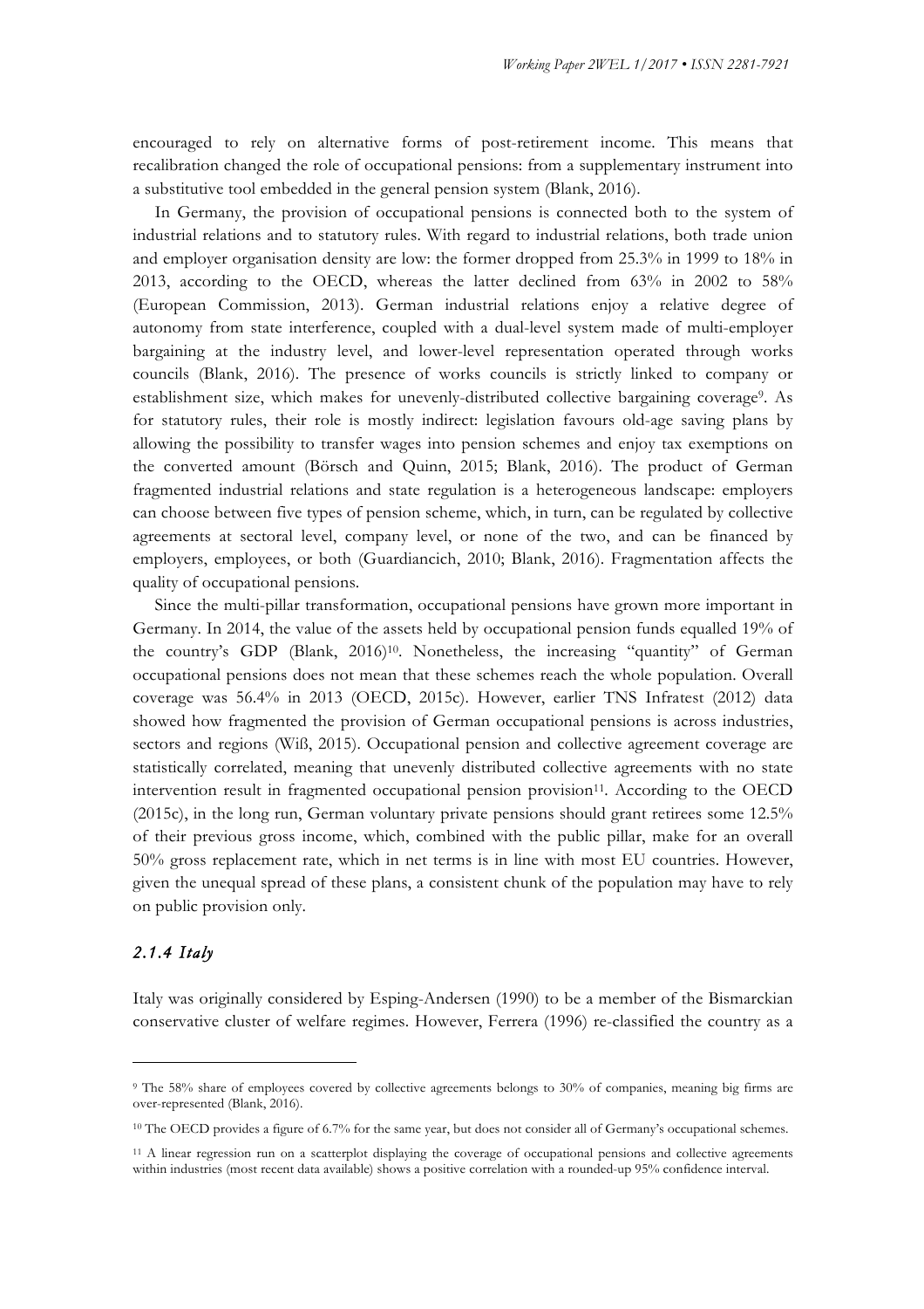encouraged to rely on alternative forms of post-retirement income. This means that recalibration changed the role of occupational pensions: from a supplementary instrument into a substitutive tool embedded in the general pension system (Blank, 2016).

In Germany, the provision of occupational pensions is connected both to the system of industrial relations and to statutory rules. With regard to industrial relations, both trade union and employer organisation density are low: the former dropped from 25.3% in 1999 to 18% in 2013, according to the OECD, whereas the latter declined from 63% in 2002 to 58% (European Commission, 2013). German industrial relations enjoy a relative degree of autonomy from state interference, coupled with a dual-level system made of multi-employer bargaining at the industry level, and lower-level representation operated through works councils (Blank, 2016). The presence of works councils is strictly linked to company or establishment size, which makes for unevenly-distributed collective bargaining coverage[9]. As for statutory rules, their role is mostly indirect: legislation favours old-age saving plans by allowing the possibility to transfer wages into pension schemes and enjoy tax exemptions on the converted amount (Börsch and Quinn, 2015; Blank, 2016). The product of German fragmented industrial relations and state regulation is a heterogeneous landscape: employers can choose between five types of pension scheme, which, in turn, can be regulated by collective agreements at sectoral level, company level, or none of the two, and can be financed by employers, employees, or both (Guardiancich, 2010; Blank, 2016). Fragmentation affects the quality of occupational pensions.

Since the multi-pillar transformation, occupational pensions have grown more important in Germany. In 2014, the value of the assets held by occupational pension funds equalled 19% of the country's GDP (Blank, 2016)[10]. Nonetheless, the increasing "quantity" of German occupational pensions does not mean that these schemes reach the whole population. Overall coverage was 56.4% in 2013 (OECD, 2015c). However, earlier TNS Infratest (2012) data showed how fragmented the provision of German occupational pensions is across industries, sectors and regions (Wiß, 2015). Occupational pension and collective agreement coverage are statistically correlated, meaning that unevenly distributed collective agreements with no state intervention result in fragmented occupational pension provision[11]. According to the OECD (2015c), in the long run, German voluntary private pensions should grant retirees some 12.5% of their previous gross income, which, combined with the public pillar, make for an overall 50% gross replacement rate, which in net terms is in line with most EU countries. However, given the unequal spread of these plans, a consistent chunk of the population may have to rely on public provision only.

### *2.1.4 Italy*

Italy was originally considered by Esping-Andersen (1990) to be a member of the Bismarckian conservative cluster of welfare regimes. However, Ferrera (1996) re-classified the country as a

---

[9] The 58% share of employees covered by collective agreements belongs to 30% of companies, meaning big firms are over-represented (Blank, 2016).

[10] The OECD provides a figure of 6.7% for the same year, but does not consider all of Germany's occupational schemes.

[11] A linear regression run on a scatterplot displaying the coverage of occupational pensions and collective agreements within industries (most recent data available) shows a positive correlation with a rounded-up 95% confidence interval.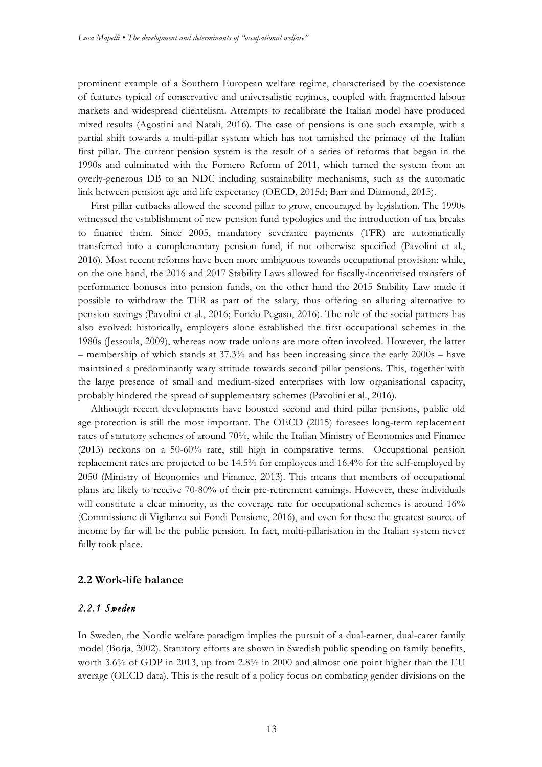prominent example of a Southern European welfare regime, characterised by the coexistence of features typical of conservative and universalistic regimes, coupled with fragmented labour markets and widespread clientelism. Attempts to recalibrate the Italian model have produced mixed results (Agostini and Natali, 2016). The case of pensions is one such example, with a partial shift towards a multi-pillar system which has not tarnished the primacy of the Italian first pillar. The current pension system is the result of a series of reforms that began in the 1990s and culminated with the Fornero Reform of 2011, which turned the system from an overly-generous DB to an NDC including sustainability mechanisms, such as the automatic link between pension age and life expectancy (OECD, 2015d; Barr and Diamond, 2015).

First pillar cutbacks allowed the second pillar to grow, encouraged by legislation. The 1990s witnessed the establishment of new pension fund typologies and the introduction of tax breaks to finance them. Since 2005, mandatory severance payments (TFR) are automatically transferred into a complementary pension fund, if not otherwise specified (Pavolini et al., 2016). Most recent reforms have been more ambiguous towards occupational provision: while, on the one hand, the 2016 and 2017 Stability Laws allowed for fiscally-incentivised transfers of performance bonuses into pension funds, on the other hand the 2015 Stability Law made it possible to withdraw the TFR as part of the salary, thus offering an alluring alternative to pension savings (Pavolini et al., 2016; Fondo Pegaso, 2016). The role of the social partners has also evolved: historically, employers alone established the first occupational schemes in the 1980s (Jessoula, 2009), whereas now trade unions are more often involved. However, the latter – membership of which stands at 37.3% and has been increasing since the early 2000s – have maintained a predominantly wary attitude towards second pillar pensions. This, together with the large presence of small and medium-sized enterprises with low organisational capacity, probably hindered the spread of supplementary schemes (Pavolini et al., 2016).

Although recent developments have boosted second and third pillar pensions, public old age protection is still the most important. The OECD (2015) foresees long-term replacement rates of statutory schemes of around 70%, while the Italian Ministry of Economics and Finance (2013) reckons on a 50-60% rate, still high in comparative terms. Occupational pension replacement rates are projected to be 14.5% for employees and 16.4% for the self-employed by 2050 (Ministry of Economics and Finance, 2013). This means that members of occupational plans are likely to receive 70-80% of their pre-retirement earnings. However, these individuals will constitute a clear minority, as the coverage rate for occupational schemes is around 16% (Commissione di Vigilanza sui Fondi Pensione, 2016), and even for these the greatest source of income by far will be the public pension. In fact, multi-pillarisation in the Italian system never fully took place.

## 2.2 Work-life balance

### *2.2.1 Sweden*

In Sweden, the Nordic welfare paradigm implies the pursuit of a dual-earner, dual-carer family model (Borja, 2002). Statutory efforts are shown in Swedish public spending on family benefits, worth 3.6% of GDP in 2013, up from 2.8% in 2000 and almost one point higher than the EU average (OECD data). This is the result of a policy focus on combating gender divisions on the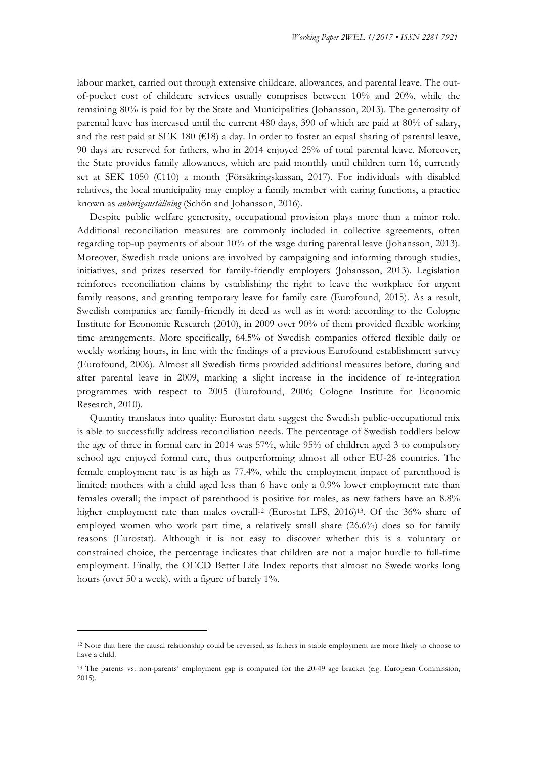labour market, carried out through extensive childcare, allowances, and parental leave. The out-of-pocket cost of childcare services usually comprises between 10% and 20%, while the remaining 80% is paid for by the State and Municipalities (Johansson, 2013). The generosity of parental leave has increased until the current 480 days, 390 of which are paid at 80% of salary, and the rest paid at SEK 180 (€18) a day. In order to foster an equal sharing of parental leave, 90 days are reserved for fathers, who in 2014 enjoyed 25% of total parental leave. Moreover, the State provides family allowances, which are paid monthly until children turn 16, currently set at SEK 1050 (€110) a month (Försäkringskassan, 2017). For individuals with disabled relatives, the local municipality may employ a family member with caring functions, a practice known as *anhöriganställning* (Schön and Johansson, 2016).

Despite public welfare generosity, occupational provision plays more than a minor role. Additional reconciliation measures are commonly included in collective agreements, often regarding top-up payments of about 10% of the wage during parental leave (Johansson, 2013). Moreover, Swedish trade unions are involved by campaigning and informing through studies, initiatives, and prizes reserved for family-friendly employers (Johansson, 2013). Legislation reinforces reconciliation claims by establishing the right to leave the workplace for urgent family reasons, and granting temporary leave for family care (Eurofound, 2015). As a result, Swedish companies are family-friendly in deed as well as in word: according to the Cologne Institute for Economic Research (2010), in 2009 over 90% of them provided flexible working time arrangements. More specifically, 64.5% of Swedish companies offered flexible daily or weekly working hours, in line with the findings of a previous Eurofound establishment survey (Eurofound, 2006). Almost all Swedish firms provided additional measures before, during and after parental leave in 2009, marking a slight increase in the incidence of re-integration programmes with respect to 2005 (Eurofound, 2006; Cologne Institute for Economic Research, 2010).

Quantity translates into quality: Eurostat data suggest the Swedish public-occupational mix is able to successfully address reconciliation needs. The percentage of Swedish toddlers below the age of three in formal care in 2014 was 57%, while 95% of children aged 3 to compulsory school age enjoyed formal care, thus outperforming almost all other EU-28 countries. The female employment rate is as high as 77.4%, while the employment impact of parenthood is limited: mothers with a child aged less than 6 have only a 0.9% lower employment rate than females overall; the impact of parenthood is positive for males, as new fathers have an 8.8% higher employment rate than males overall[12] (Eurostat LFS, 2016)[13]. Of the 36% share of employed women who work part time, a relatively small share (26.6%) does so for family reasons (Eurostat). Although it is not easy to discover whether this is a voluntary or constrained choice, the percentage indicates that children are not a major hurdle to full-time employment. Finally, the OECD Better Life Index reports that almost no Swede works long hours (over 50 a week), with a figure of barely 1%.

---

[12] Note that here the causal relationship could be reversed, as fathers in stable employment are more likely to choose to have a child.

[13] The parents vs. non-parents' employment gap is computed for the 20-49 age bracket (e.g. European Commission, 2015).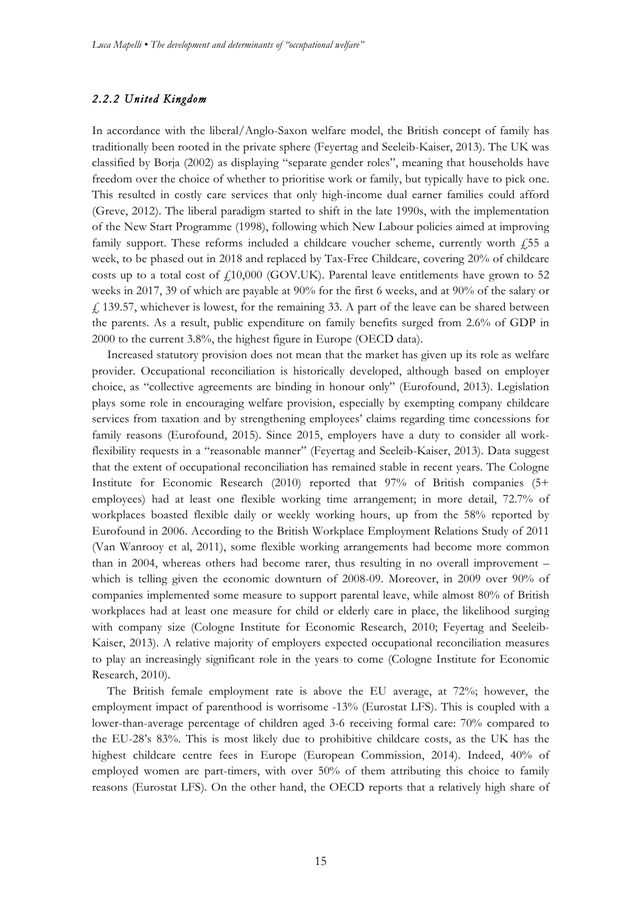### *2.2.2 United Kingdom*

In accordance with the liberal/Anglo-Saxon welfare model, the British concept of family has traditionally been rooted in the private sphere (Feyertag and Seeleib-Kaiser, 2013). The UK was classified by Borja (2002) as displaying "separate gender roles", meaning that households have freedom over the choice of whether to prioritise work or family, but typically have to pick one. This resulted in costly care services that only high-income dual earner families could afford (Greve, 2012). The liberal paradigm started to shift in the late 1990s, with the implementation of the New Start Programme (1998), following which New Labour policies aimed at improving family support. These reforms included a childcare voucher scheme, currently worth £55 a week, to be phased out in 2018 and replaced by Tax-Free Childcare, covering 20% of childcare costs up to a total cost of £10,000 (GOV.UK). Parental leave entitlements have grown to 52 weeks in 2017, 39 of which are payable at 90% for the first 6 weeks, and at 90% of the salary or £ 139.57, whichever is lowest, for the remaining 33. A part of the leave can be shared between the parents. As a result, public expenditure on family benefits surged from 2.6% of GDP in 2000 to the current 3.8%, the highest figure in Europe (OECD data).

Increased statutory provision does not mean that the market has given up its role as welfare provider. Occupational reconciliation is historically developed, although based on employer choice, as "collective agreements are binding in honour only" (Eurofound, 2013). Legislation plays some role in encouraging welfare provision, especially by exempting company childcare services from taxation and by strengthening employees' claims regarding time concessions for family reasons (Eurofound, 2015). Since 2015, employers have a duty to consider all work-flexibility requests in a "reasonable manner" (Feyertag and Seeleib-Kaiser, 2013). Data suggest that the extent of occupational reconciliation has remained stable in recent years. The Cologne Institute for Economic Research (2010) reported that 97% of British companies (5+ employees) had at least one flexible working time arrangement; in more detail, 72.7% of workplaces boasted flexible daily or weekly working hours, up from the 58% reported by Eurofound in 2006. According to the British Workplace Employment Relations Study of 2011 (Van Wanrooy et al, 2011), some flexible working arrangements had become more common than in 2004, whereas others had become rarer, thus resulting in no overall improvement – which is telling given the economic downturn of 2008-09. Moreover, in 2009 over 90% of companies implemented some measure to support parental leave, while almost 80% of British workplaces had at least one measure for child or elderly care in place, the likelihood surging with company size (Cologne Institute for Economic Research, 2010; Feyertag and Seeleib-Kaiser, 2013). A relative majority of employers expected occupational reconciliation measures to play an increasingly significant role in the years to come (Cologne Institute for Economic Research, 2010).

The British female employment rate is above the EU average, at 72%; however, the employment impact of parenthood is worrisome -13% (Eurostat LFS). This is coupled with a lower-than-average percentage of children aged 3-6 receiving formal care: 70% compared to the EU-28's 83%. This is most likely due to prohibitive childcare costs, as the UK has the highest childcare centre fees in Europe (European Commission, 2014). Indeed, 40% of employed women are part-timers, with over 50% of them attributing this choice to family reasons (Eurostat LFS). On the other hand, the OECD reports that a relatively high share of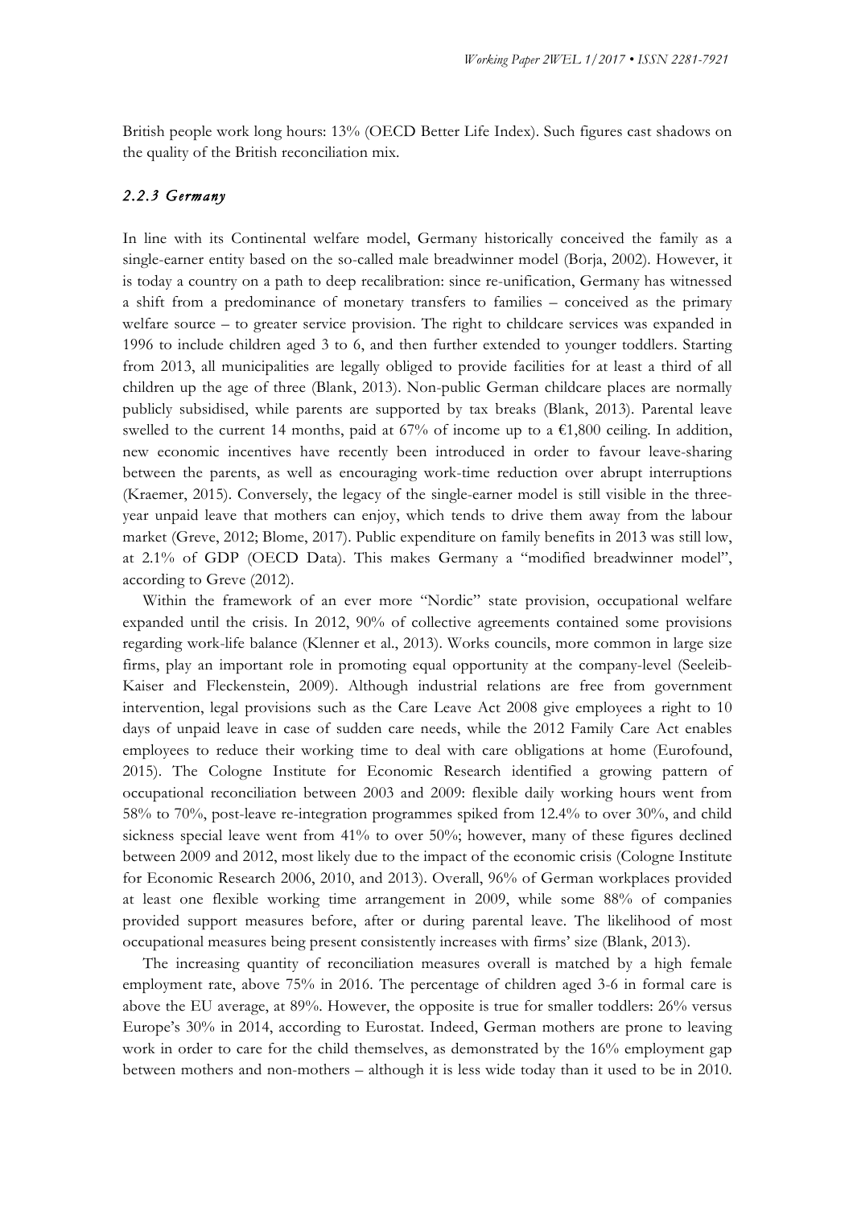British people work long hours: 13% (OECD Better Life Index). Such figures cast shadows on the quality of the British reconciliation mix.

### *2.2.3 Germany*

In line with its Continental welfare model, Germany historically conceived the family as a single-earner entity based on the so-called male breadwinner model (Borja, 2002). However, it is today a country on a path to deep recalibration: since re-unification, Germany has witnessed a shift from a predominance of monetary transfers to families – conceived as the primary welfare source – to greater service provision. The right to childcare services was expanded in 1996 to include children aged 3 to 6, and then further extended to younger toddlers. Starting from 2013, all municipalities are legally obliged to provide facilities for at least a third of all children up the age of three (Blank, 2013). Non-public German childcare places are normally publicly subsidised, while parents are supported by tax breaks (Blank, 2013). Parental leave swelled to the current 14 months, paid at 67% of income up to a €1,800 ceiling. In addition, new economic incentives have recently been introduced in order to favour leave-sharing between the parents, as well as encouraging work-time reduction over abrupt interruptions (Kraemer, 2015). Conversely, the legacy of the single-earner model is still visible in the three-year unpaid leave that mothers can enjoy, which tends to drive them away from the labour market (Greve, 2012; Blome, 2017). Public expenditure on family benefits in 2013 was still low, at 2.1% of GDP (OECD Data). This makes Germany a "modified breadwinner model", according to Greve (2012).

Within the framework of an ever more "Nordic" state provision, occupational welfare expanded until the crisis. In 2012, 90% of collective agreements contained some provisions regarding work-life balance (Klenner et al., 2013). Works councils, more common in large size firms, play an important role in promoting equal opportunity at the company-level (Seeleib-Kaiser and Fleckenstein, 2009). Although industrial relations are free from government intervention, legal provisions such as the Care Leave Act 2008 give employees a right to 10 days of unpaid leave in case of sudden care needs, while the 2012 Family Care Act enables employees to reduce their working time to deal with care obligations at home (Eurofound, 2015). The Cologne Institute for Economic Research identified a growing pattern of occupational reconciliation between 2003 and 2009: flexible daily working hours went from 58% to 70%, post-leave re-integration programmes spiked from 12.4% to over 30%, and child sickness special leave went from 41% to over 50%; however, many of these figures declined between 2009 and 2012, most likely due to the impact of the economic crisis (Cologne Institute for Economic Research 2006, 2010, and 2013). Overall, 96% of German workplaces provided at least one flexible working time arrangement in 2009, while some 88% of companies provided support measures before, after or during parental leave. The likelihood of most occupational measures being present consistently increases with firms' size (Blank, 2013).

The increasing quantity of reconciliation measures overall is matched by a high female employment rate, above 75% in 2016. The percentage of children aged 3-6 in formal care is above the EU average, at 89%. However, the opposite is true for smaller toddlers: 26% versus Europe's 30% in 2014, according to Eurostat. Indeed, German mothers are prone to leaving work in order to care for the child themselves, as demonstrated by the 16% employment gap between mothers and non-mothers – although it is less wide today than it used to be in 2010.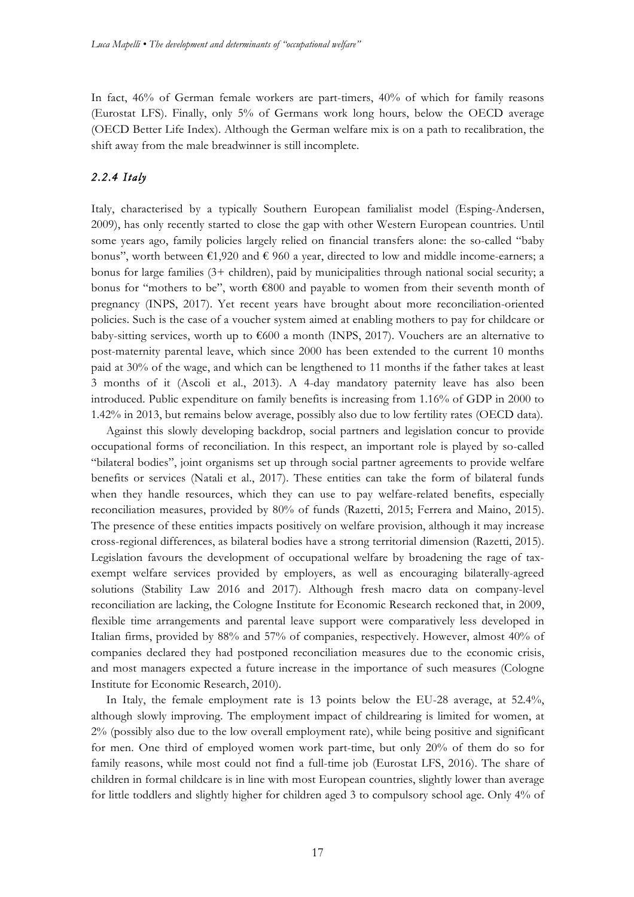In fact, 46% of German female workers are part-timers, 40% of which for family reasons (Eurostat LFS). Finally, only 5% of Germans work long hours, below the OECD average (OECD Better Life Index). Although the German welfare mix is on a path to recalibration, the shift away from the male breadwinner is still incomplete.

### *2.2.4 Italy*

Italy, characterised by a typically Southern European familialist model (Esping-Andersen, 2009), has only recently started to close the gap with other Western European countries. Until some years ago, family policies largely relied on financial transfers alone: the so-called "baby bonus", worth between €1,920 and € 960 a year, directed to low and middle income-earners; a bonus for large families (3+ children), paid by municipalities through national social security; a bonus for "mothers to be", worth €800 and payable to women from their seventh month of pregnancy (INPS, 2017). Yet recent years have brought about more reconciliation-oriented policies. Such is the case of a voucher system aimed at enabling mothers to pay for childcare or baby-sitting services, worth up to €600 a month (INPS, 2017). Vouchers are an alternative to post-maternity parental leave, which since 2000 has been extended to the current 10 months paid at 30% of the wage, and which can be lengthened to 11 months if the father takes at least 3 months of it (Ascoli et al., 2013). A 4-day mandatory paternity leave has also been introduced. Public expenditure on family benefits is increasing from 1.16% of GDP in 2000 to 1.42% in 2013, but remains below average, possibly also due to low fertility rates (OECD data).

Against this slowly developing backdrop, social partners and legislation concur to provide occupational forms of reconciliation. In this respect, an important role is played by so-called "bilateral bodies", joint organisms set up through social partner agreements to provide welfare benefits or services (Natali et al., 2017). These entities can take the form of bilateral funds when they handle resources, which they can use to pay welfare-related benefits, especially reconciliation measures, provided by 80% of funds (Razetti, 2015; Ferrera and Maino, 2015). The presence of these entities impacts positively on welfare provision, although it may increase cross-regional differences, as bilateral bodies have a strong territorial dimension (Razetti, 2015). Legislation favours the development of occupational welfare by broadening the rage of tax-exempt welfare services provided by employers, as well as encouraging bilaterally-agreed solutions (Stability Law 2016 and 2017). Although fresh macro data on company-level reconciliation are lacking, the Cologne Institute for Economic Research reckoned that, in 2009, flexible time arrangements and parental leave support were comparatively less developed in Italian firms, provided by 88% and 57% of companies, respectively. However, almost 40% of companies declared they had postponed reconciliation measures due to the economic crisis, and most managers expected a future increase in the importance of such measures (Cologne Institute for Economic Research, 2010).

In Italy, the female employment rate is 13 points below the EU-28 average, at 52.4%, although slowly improving. The employment impact of childrearing is limited for women, at 2% (possibly also due to the low overall employment rate), while being positive and significant for men. One third of employed women work part-time, but only 20% of them do so for family reasons, while most could not find a full-time job (Eurostat LFS, 2016). The share of children in formal childcare is in line with most European countries, slightly lower than average for little toddlers and slightly higher for children aged 3 to compulsory school age. Only 4% of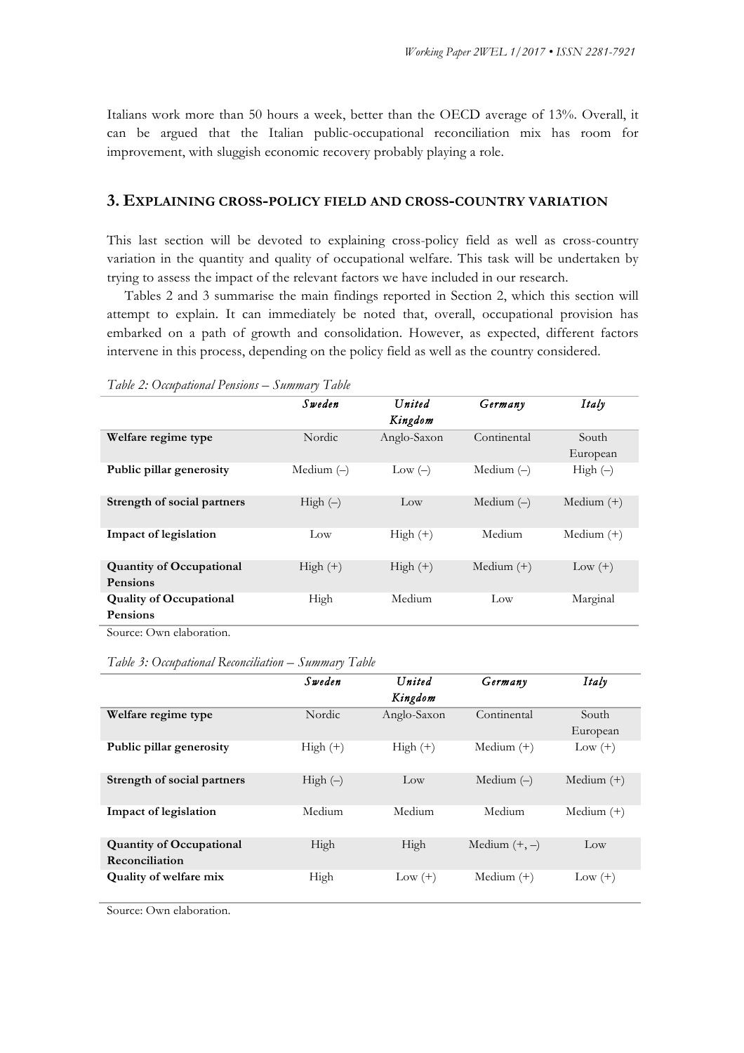Italians work more than 50 hours a week, better than the OECD average of 13%. Overall, it can be argued that the Italian public-occupational reconciliation mix has room for improvement, with sluggish economic recovery probably playing a role.

## 3. Explaining cross-policy field and cross-country variation

This last section will be devoted to explaining cross-policy field as well as cross-country variation in the quantity and quality of occupational welfare. This task will be undertaken by trying to assess the impact of the relevant factors we have included in our research.

Tables 2 and 3 summarise the main findings reported in Section 2, which this section will attempt to explain. It can immediately be noted that, overall, occupational provision has embarked on a path of growth and consolidation. However, as expected, different factors intervene in this process, depending on the policy field as well as the country considered.

*Table 2: Occupational Pensions – Summary Table*

| | *Sweden* | *United Kingdom* | *Germany* | *Italy* |
|---|---|---|---|---|
| **Welfare regime type** | Nordic | Anglo-Saxon | Continental | South European |
| **Public pillar generosity** | Medium (–) | Low (–) | Medium (–) | High (–) |
| **Strength of social partners** | High (–) | Low | Medium (–) | Medium (+) |
| **Impact of legislation** | Low | High (+) | Medium | Medium (+) |
| **Quantity of Occupational Pensions** | High (+) | High (+) | Medium (+) | Low (+) |
| **Quality of Occupational Pensions** | High | Medium | Low | Marginal |

Source: Own elaboration.

*Table 3: Occupational Reconciliation – Summary Table*

| | *Sweden* | *United Kingdom* | *Germany* | *Italy* |
|---|---|---|---|---|
| **Welfare regime type** | Nordic | Anglo-Saxon | Continental | South European |
| **Public pillar generosity** | High (+) | High (+) | Medium (+) | Low (+) |
| **Strength of social partners** | High (–) | Low | Medium (–) | Medium (+) |
| **Impact of legislation** | Medium | Medium | Medium | Medium (+) |
| **Quantity of Occupational Reconciliation** | High | High | Medium (+, –) | Low |
| **Quality of welfare mix** | High | Low (+) | Medium (+) | Low (+) |

Source: Own elaboration.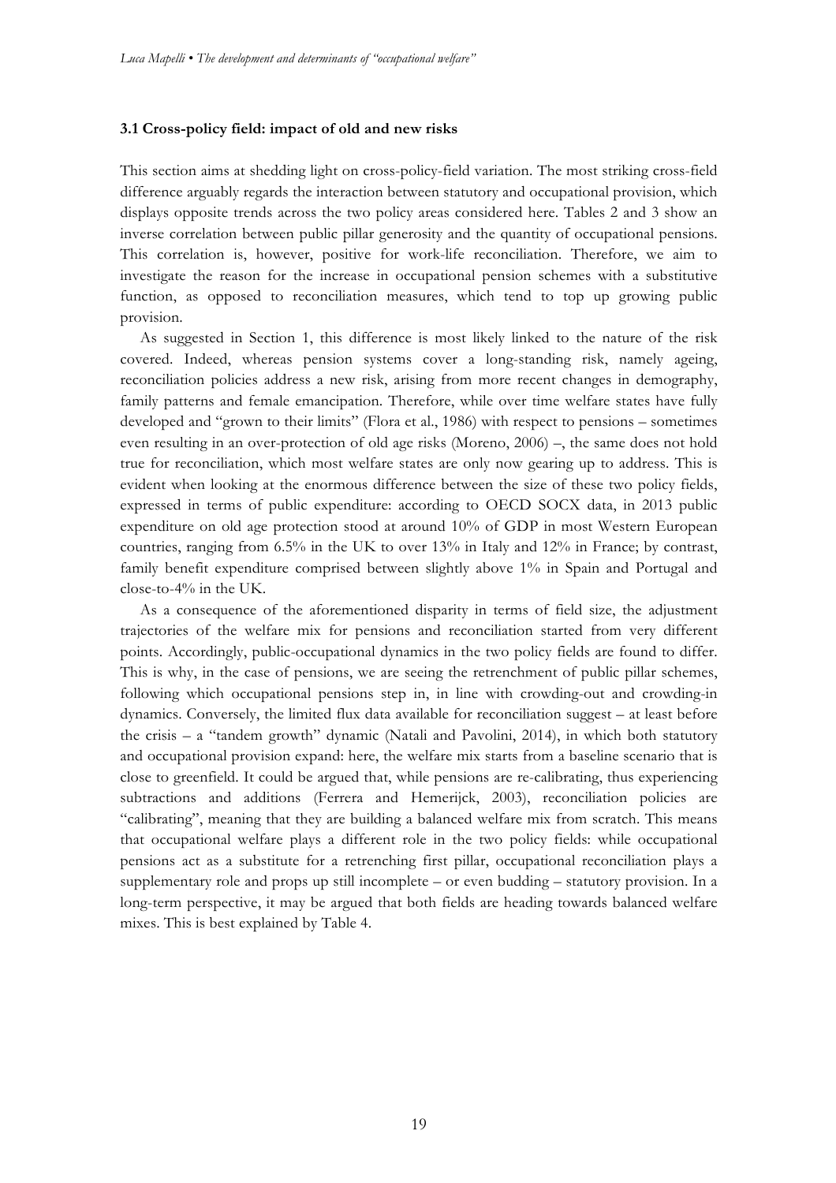### 3.1 Cross-policy field: impact of old and new risks

This section aims at shedding light on cross-policy-field variation. The most striking cross-field difference arguably regards the interaction between statutory and occupational provision, which displays opposite trends across the two policy areas considered here. Tables 2 and 3 show an inverse correlation between public pillar generosity and the quantity of occupational pensions. This correlation is, however, positive for work-life reconciliation. Therefore, we aim to investigate the reason for the increase in occupational pension schemes with a substitutive function, as opposed to reconciliation measures, which tend to top up growing public provision.

As suggested in Section 1, this difference is most likely linked to the nature of the risk covered. Indeed, whereas pension systems cover a long-standing risk, namely ageing, reconciliation policies address a new risk, arising from more recent changes in demography, family patterns and female emancipation. Therefore, while over time welfare states have fully developed and "grown to their limits" (Flora et al., 1986) with respect to pensions – sometimes even resulting in an over-protection of old age risks (Moreno, 2006) –, the same does not hold true for reconciliation, which most welfare states are only now gearing up to address. This is evident when looking at the enormous difference between the size of these two policy fields, expressed in terms of public expenditure: according to OECD SOCX data, in 2013 public expenditure on old age protection stood at around 10% of GDP in most Western European countries, ranging from 6.5% in the UK to over 13% in Italy and 12% in France; by contrast, family benefit expenditure comprised between slightly above 1% in Spain and Portugal and close-to-4% in the UK.

As a consequence of the aforementioned disparity in terms of field size, the adjustment trajectories of the welfare mix for pensions and reconciliation started from very different points. Accordingly, public-occupational dynamics in the two policy fields are found to differ. This is why, in the case of pensions, we are seeing the retrenchment of public pillar schemes, following which occupational pensions step in, in line with crowding-out and crowding-in dynamics. Conversely, the limited flux data available for reconciliation suggest – at least before the crisis – a "tandem growth" dynamic (Natali and Pavolini, 2014), in which both statutory and occupational provision expand: here, the welfare mix starts from a baseline scenario that is close to greenfield. It could be argued that, while pensions are re-calibrating, thus experiencing subtractions and additions (Ferrera and Hemerijck, 2003), reconciliation policies are "calibrating", meaning that they are building a balanced welfare mix from scratch. This means that occupational welfare plays a different role in the two policy fields: while occupational pensions act as a substitute for a retrenching first pillar, occupational reconciliation plays a supplementary role and props up still incomplete – or even budding – statutory provision. In a long-term perspective, it may be argued that both fields are heading towards balanced welfare mixes. This is best explained by Table 4.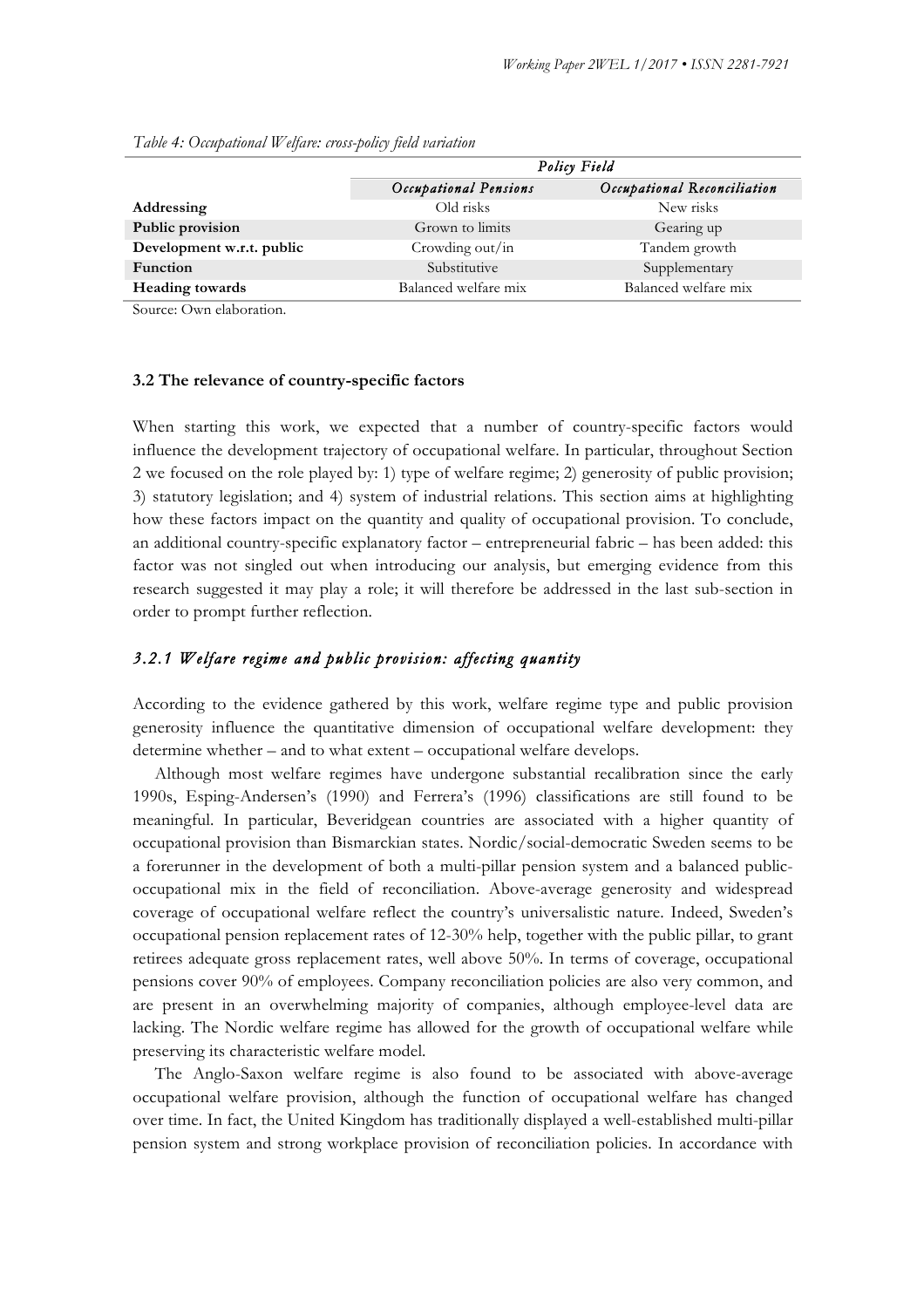*Table 4: Occupational Welfare: cross-policy field variation*

| | *Policy Field* | |
|---|---|---|
| | *Occupational Pensions* | *Occupational Reconciliation* |
| **Addressing** | Old risks | New risks |
| **Public provision** | Grown to limits | Gearing up |
| **Development w.r.t. public** | Crowding out/in | Tandem growth |
| **Function** | Substitutive | Supplementary |
| **Heading towards** | Balanced welfare mix | Balanced welfare mix |

Source: Own elaboration.

### 3.2 The relevance of country-specific factors

When starting this work, we expected that a number of country-specific factors would influence the development trajectory of occupational welfare. In particular, throughout Section 2 we focused on the role played by: 1) type of welfare regime; 2) generosity of public provision; 3) statutory legislation; and 4) system of industrial relations. This section aims at highlighting how these factors impact on the quantity and quality of occupational provision. To conclude, an additional country-specific explanatory factor – entrepreneurial fabric – has been added: this factor was not singled out when introducing our analysis, but emerging evidence from this research suggested it may play a role; it will therefore be addressed in the last sub-section in order to prompt further reflection.

#### *3.2.1 Welfare regime and public provision: affecting quantity*

According to the evidence gathered by this work, welfare regime type and public provision generosity influence the quantitative dimension of occupational welfare development: they determine whether – and to what extent – occupational welfare develops.

Although most welfare regimes have undergone substantial recalibration since the early 1990s, Esping-Andersen's (1990) and Ferrera's (1996) classifications are still found to be meaningful. In particular, Beveridgean countries are associated with a higher quantity of occupational provision than Bismarckian states. Nordic/social-democratic Sweden seems to be a forerunner in the development of both a multi-pillar pension system and a balanced public-occupational mix in the field of reconciliation. Above-average generosity and widespread coverage of occupational welfare reflect the country's universalistic nature. Indeed, Sweden's occupational pension replacement rates of 12-30% help, together with the public pillar, to grant retirees adequate gross replacement rates, well above 50%. In terms of coverage, occupational pensions cover 90% of employees. Company reconciliation policies are also very common, and are present in an overwhelming majority of companies, although employee-level data are lacking. The Nordic welfare regime has allowed for the growth of occupational welfare while preserving its characteristic welfare model.

The Anglo-Saxon welfare regime is also found to be associated with above-average occupational welfare provision, although the function of occupational welfare has changed over time. In fact, the United Kingdom has traditionally displayed a well-established multi-pillar pension system and strong workplace provision of reconciliation policies. In accordance with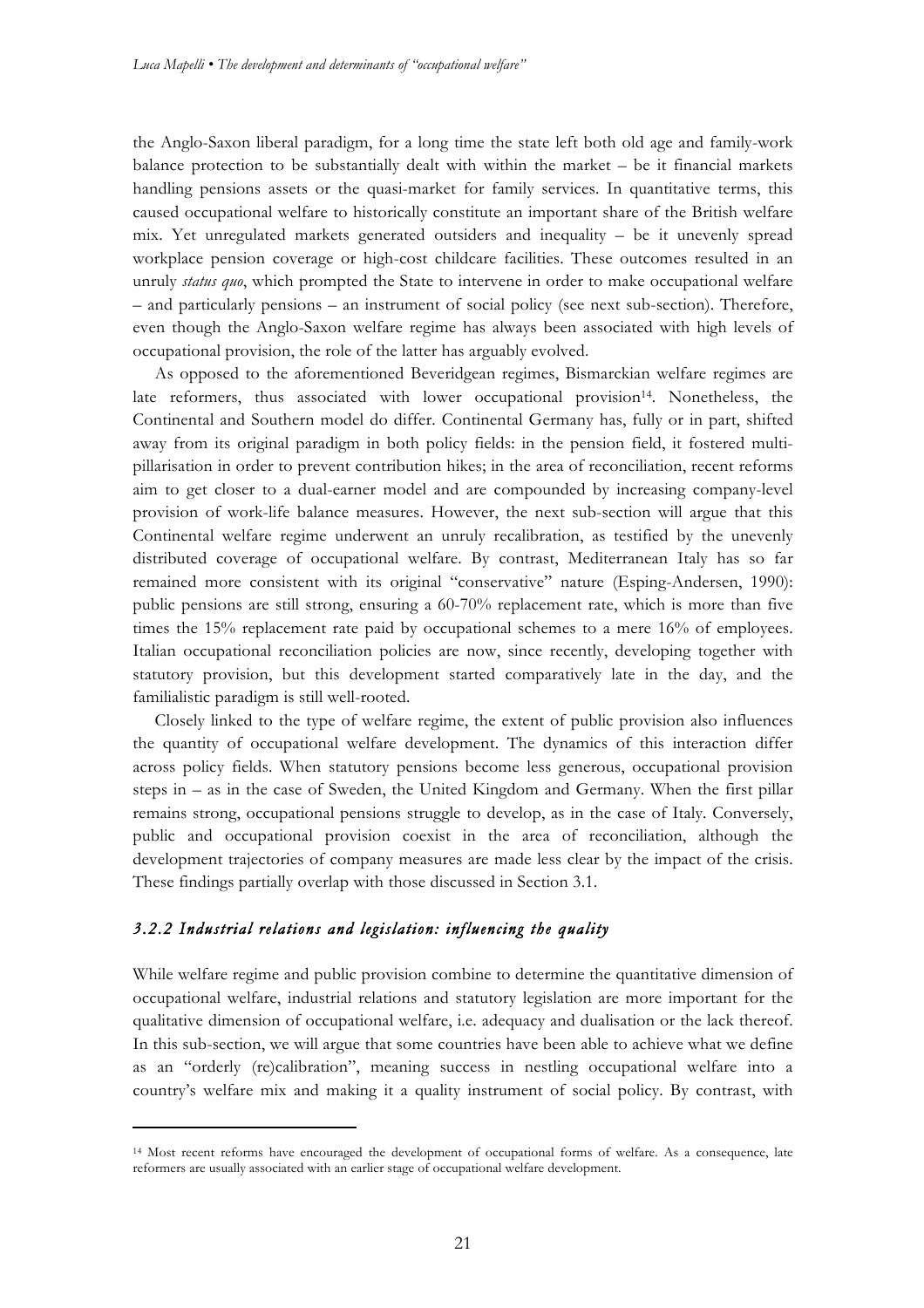the Anglo-Saxon liberal paradigm, for a long time the state left both old age and family-work balance protection to be substantially dealt with within the market – be it financial markets handling pensions assets or the quasi-market for family services. In quantitative terms, this caused occupational welfare to historically constitute an important share of the British welfare mix. Yet unregulated markets generated outsiders and inequality – be it unevenly spread workplace pension coverage or high-cost childcare facilities. These outcomes resulted in an unruly *status quo*, which prompted the State to intervene in order to make occupational welfare – and particularly pensions – an instrument of social policy (see next sub-section). Therefore, even though the Anglo-Saxon welfare regime has always been associated with high levels of occupational provision, the role of the latter has arguably evolved.

As opposed to the aforementioned Beveridgean regimes, Bismarckian welfare regimes are late reformers, thus associated with lower occupational provision[14]. Nonetheless, the Continental and Southern model do differ. Continental Germany has, fully or in part, shifted away from its original paradigm in both policy fields: in the pension field, it fostered multi-pillarisation in order to prevent contribution hikes; in the area of reconciliation, recent reforms aim to get closer to a dual-earner model and are compounded by increasing company-level provision of work-life balance measures. However, the next sub-section will argue that this Continental welfare regime underwent an unruly recalibration, as testified by the unevenly distributed coverage of occupational welfare. By contrast, Mediterranean Italy has so far remained more consistent with its original "conservative" nature (Esping-Andersen, 1990): public pensions are still strong, ensuring a 60-70% replacement rate, which is more than five times the 15% replacement rate paid by occupational schemes to a mere 16% of employees. Italian occupational reconciliation policies are now, since recently, developing together with statutory provision, but this development started comparatively late in the day, and the familialistic paradigm is still well-rooted.

Closely linked to the type of welfare regime, the extent of public provision also influences the quantity of occupational welfare development. The dynamics of this interaction differ across policy fields. When statutory pensions become less generous, occupational provision steps in – as in the case of Sweden, the United Kingdom and Germany. When the first pillar remains strong, occupational pensions struggle to develop, as in the case of Italy. Conversely, public and occupational provision coexist in the area of reconciliation, although the development trajectories of company measures are made less clear by the impact of the crisis. These findings partially overlap with those discussed in Section 3.1.

### *3.2.2 Industrial relations and legislation: influencing the quality*

While welfare regime and public provision combine to determine the quantitative dimension of occupational welfare, industrial relations and statutory legislation are more important for the qualitative dimension of occupational welfare, i.e. adequacy and dualisation or the lack thereof. In this sub-section, we will argue that some countries have been able to achieve what we define as an "orderly (re)calibration", meaning success in nestling occupational welfare into a country's welfare mix and making it a quality instrument of social policy. By contrast, with

[14] Most recent reforms have encouraged the development of occupational forms of welfare. As a consequence, late reformers are usually associated with an earlier stage of occupational welfare development.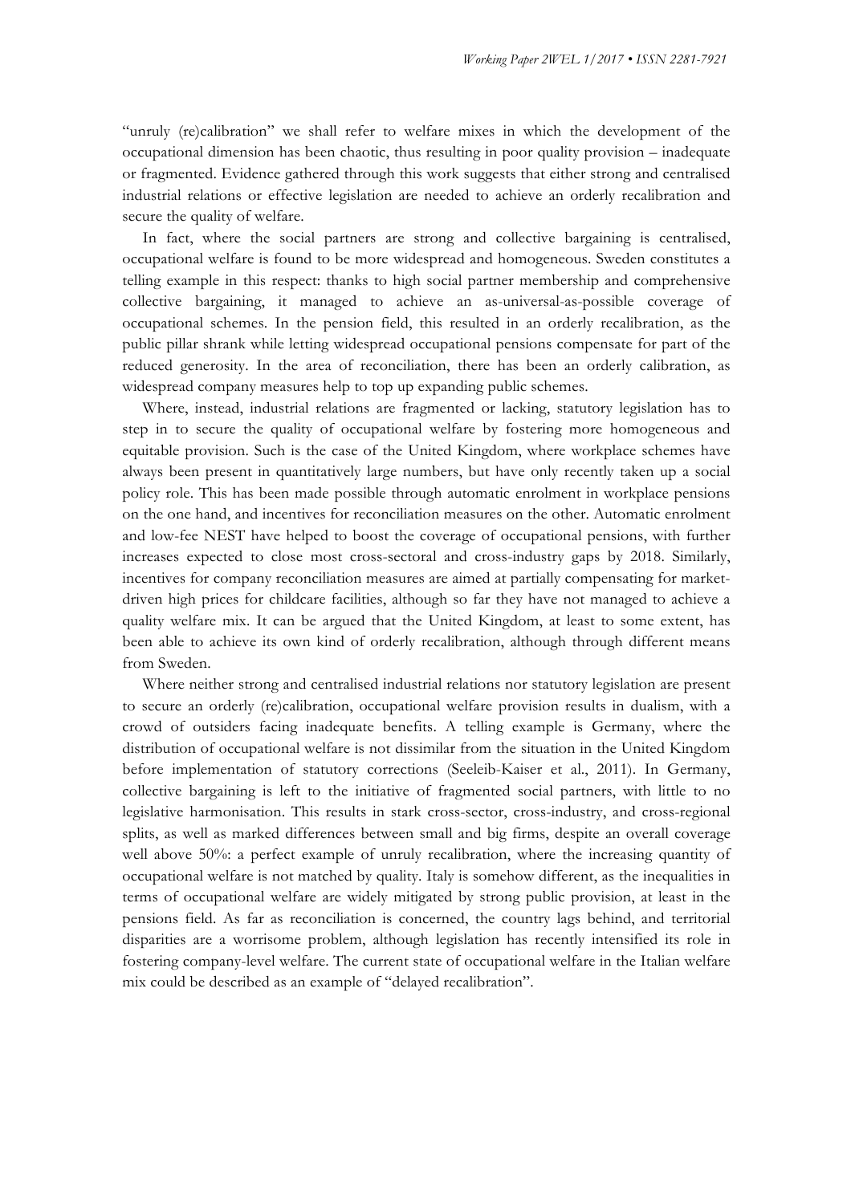"unruly (re)calibration" we shall refer to welfare mixes in which the development of the occupational dimension has been chaotic, thus resulting in poor quality provision – inadequate or fragmented. Evidence gathered through this work suggests that either strong and centralised industrial relations or effective legislation are needed to achieve an orderly recalibration and secure the quality of welfare.

In fact, where the social partners are strong and collective bargaining is centralised, occupational welfare is found to be more widespread and homogeneous. Sweden constitutes a telling example in this respect: thanks to high social partner membership and comprehensive collective bargaining, it managed to achieve an as-universal-as-possible coverage of occupational schemes. In the pension field, this resulted in an orderly recalibration, as the public pillar shrank while letting widespread occupational pensions compensate for part of the reduced generosity. In the area of reconciliation, there has been an orderly calibration, as widespread company measures help to top up expanding public schemes.

Where, instead, industrial relations are fragmented or lacking, statutory legislation has to step in to secure the quality of occupational welfare by fostering more homogeneous and equitable provision. Such is the case of the United Kingdom, where workplace schemes have always been present in quantitatively large numbers, but have only recently taken up a social policy role. This has been made possible through automatic enrolment in workplace pensions on the one hand, and incentives for reconciliation measures on the other. Automatic enrolment and low-fee NEST have helped to boost the coverage of occupational pensions, with further increases expected to close most cross-sectoral and cross-industry gaps by 2018. Similarly, incentives for company reconciliation measures are aimed at partially compensating for market-driven high prices for childcare facilities, although so far they have not managed to achieve a quality welfare mix. It can be argued that the United Kingdom, at least to some extent, has been able to achieve its own kind of orderly recalibration, although through different means from Sweden.

Where neither strong and centralised industrial relations nor statutory legislation are present to secure an orderly (re)calibration, occupational welfare provision results in dualism, with a crowd of outsiders facing inadequate benefits. A telling example is Germany, where the distribution of occupational welfare is not dissimilar from the situation in the United Kingdom before implementation of statutory corrections (Seeleib-Kaiser et al., 2011). In Germany, collective bargaining is left to the initiative of fragmented social partners, with little to no legislative harmonisation. This results in stark cross-sector, cross-industry, and cross-regional splits, as well as marked differences between small and big firms, despite an overall coverage well above 50%: a perfect example of unruly recalibration, where the increasing quantity of occupational welfare is not matched by quality. Italy is somehow different, as the inequalities in terms of occupational welfare are widely mitigated by strong public provision, at least in the pensions field. As far as reconciliation is concerned, the country lags behind, and territorial disparities are a worrisome problem, although legislation has recently intensified its role in fostering company-level welfare. The current state of occupational welfare in the Italian welfare mix could be described as an example of "delayed recalibration".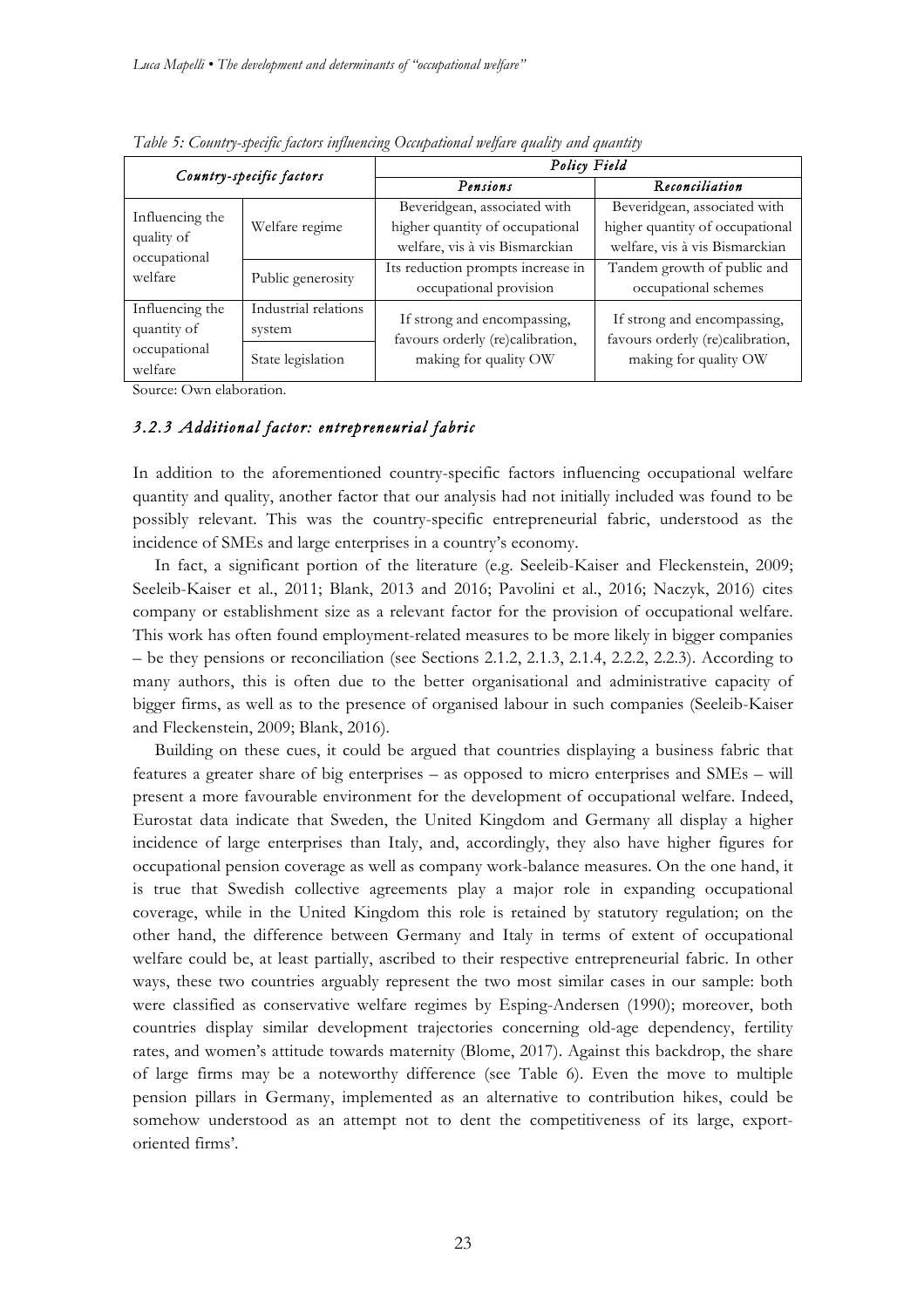*Table 5: Country-specific factors influencing Occupational welfare quality and quantity*

| *Country-specific factors* | | *Policy Field* | |
|---|---|---|---|
| | | *Pensions* | *Reconciliation* |
| Influencing the quality of occupational welfare | Welfare regime | Beveridgean, associated with higher quantity of occupational welfare, vis à vis Bismarckian | Beveridgean, associated with higher quantity of occupational welfare, vis à vis Bismarckian |
| | Public generosity | Its reduction prompts increase in occupational provision | Tandem growth of public and occupational schemes |
| Influencing the quantity of occupational welfare | Industrial relations system | If strong and encompassing, favours orderly (re)calibration, making for quality OW | If strong and encompassing, favours orderly (re)calibration, making for quality OW |
| | State legislation | | |

Source: Own elaboration.

### *3.2.3 Additional factor: entrepreneurial fabric*

In addition to the aforementioned country-specific factors influencing occupational welfare quantity and quality, another factor that our analysis had not initially included was found to be possibly relevant. This was the country-specific entrepreneurial fabric, understood as the incidence of SMEs and large enterprises in a country's economy.

In fact, a significant portion of the literature (e.g. Seeleib-Kaiser and Fleckenstein, 2009; Seeleib-Kaiser et al., 2011; Blank, 2013 and 2016; Pavolini et al., 2016; Naczyk, 2016) cites company or establishment size as a relevant factor for the provision of occupational welfare. This work has often found employment-related measures to be more likely in bigger companies – be they pensions or reconciliation (see Sections 2.1.2, 2.1.3, 2.1.4, 2.2.2, 2.2.3). According to many authors, this is often due to the better organisational and administrative capacity of bigger firms, as well as to the presence of organised labour in such companies (Seeleib-Kaiser and Fleckenstein, 2009; Blank, 2016).

Building on these cues, it could be argued that countries displaying a business fabric that features a greater share of big enterprises – as opposed to micro enterprises and SMEs – will present a more favourable environment for the development of occupational welfare. Indeed, Eurostat data indicate that Sweden, the United Kingdom and Germany all display a higher incidence of large enterprises than Italy, and, accordingly, they also have higher figures for occupational pension coverage as well as company work-balance measures. On the one hand, it is true that Swedish collective agreements play a major role in expanding occupational coverage, while in the United Kingdom this role is retained by statutory regulation; on the other hand, the difference between Germany and Italy in terms of extent of occupational welfare could be, at least partially, ascribed to their respective entrepreneurial fabric. In other ways, these two countries arguably represent the two most similar cases in our sample: both were classified as conservative welfare regimes by Esping-Andersen (1990); moreover, both countries display similar development trajectories concerning old-age dependency, fertility rates, and women's attitude towards maternity (Blome, 2017). Against this backdrop, the share of large firms may be a noteworthy difference (see Table 6). Even the move to multiple pension pillars in Germany, implemented as an alternative to contribution hikes, could be somehow understood as an attempt not to dent the competitiveness of its large, export-oriented firms'.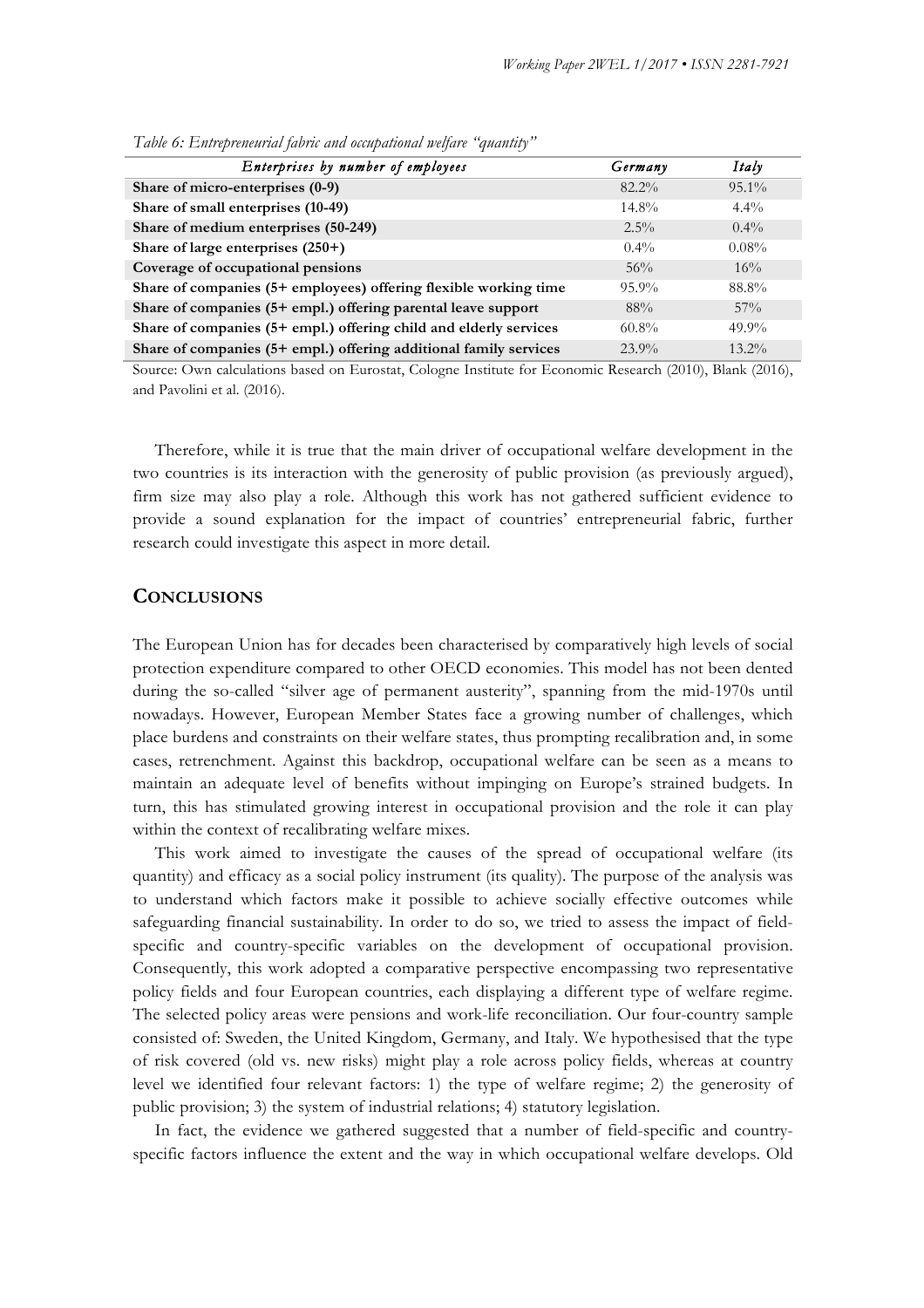*Table 6: Entrepreneurial fabric and occupational welfare "quantity"*

| *Enterprises by number of employees* | *Germany* | *Italy* |
|---|---|---|
| **Share of micro-enterprises (0-9)** | 82.2% | 95.1% |
| **Share of small enterprises (10-49)** | 14.8% | 4.4% |
| **Share of medium enterprises (50-249)** | 2.5% | 0.4% |
| **Share of large enterprises (250+)** | 0.4% | 0.08% |
| **Coverage of occupational pensions** | 56% | 16% |
| **Share of companies (5+ employees) offering flexible working time** | 95.9% | 88.8% |
| **Share of companies (5+ empl.) offering parental leave support** | 88% | 57% |
| **Share of companies (5+ empl.) offering child and elderly services** | 60.8% | 49.9% |
| **Share of companies (5+ empl.) offering additional family services** | 23.9% | 13.2% |

Source: Own calculations based on Eurostat, Cologne Institute for Economic Research (2010), Blank (2016), and Pavolini et al. (2016).

Therefore, while it is true that the main driver of occupational welfare development in the two countries is its interaction with the generosity of public provision (as previously argued), firm size may also play a role. Although this work has not gathered sufficient evidence to provide a sound explanation for the impact of countries' entrepreneurial fabric, further research could investigate this aspect in more detail.

## CONCLUSIONS

The European Union has for decades been characterised by comparatively high levels of social protection expenditure compared to other OECD economies. This model has not been dented during the so-called "silver age of permanent austerity", spanning from the mid-1970s until nowadays. However, European Member States face a growing number of challenges, which place burdens and constraints on their welfare states, thus prompting recalibration and, in some cases, retrenchment. Against this backdrop, occupational welfare can be seen as a means to maintain an adequate level of benefits without impinging on Europe's strained budgets. In turn, this has stimulated growing interest in occupational provision and the role it can play within the context of recalibrating welfare mixes.

This work aimed to investigate the causes of the spread of occupational welfare (its quantity) and efficacy as a social policy instrument (its quality). The purpose of the analysis was to understand which factors make it possible to achieve socially effective outcomes while safeguarding financial sustainability. In order to do so, we tried to assess the impact of field-specific and country-specific variables on the development of occupational provision. Consequently, this work adopted a comparative perspective encompassing two representative policy fields and four European countries, each displaying a different type of welfare regime. The selected policy areas were pensions and work-life reconciliation. Our four-country sample consisted of: Sweden, the United Kingdom, Germany, and Italy. We hypothesised that the type of risk covered (old vs. new risks) might play a role across policy fields, whereas at country level we identified four relevant factors: 1) the type of welfare regime; 2) the generosity of public provision; 3) the system of industrial relations; 4) statutory legislation.

In fact, the evidence we gathered suggested that a number of field-specific and country-specific factors influence the extent and the way in which occupational welfare develops. Old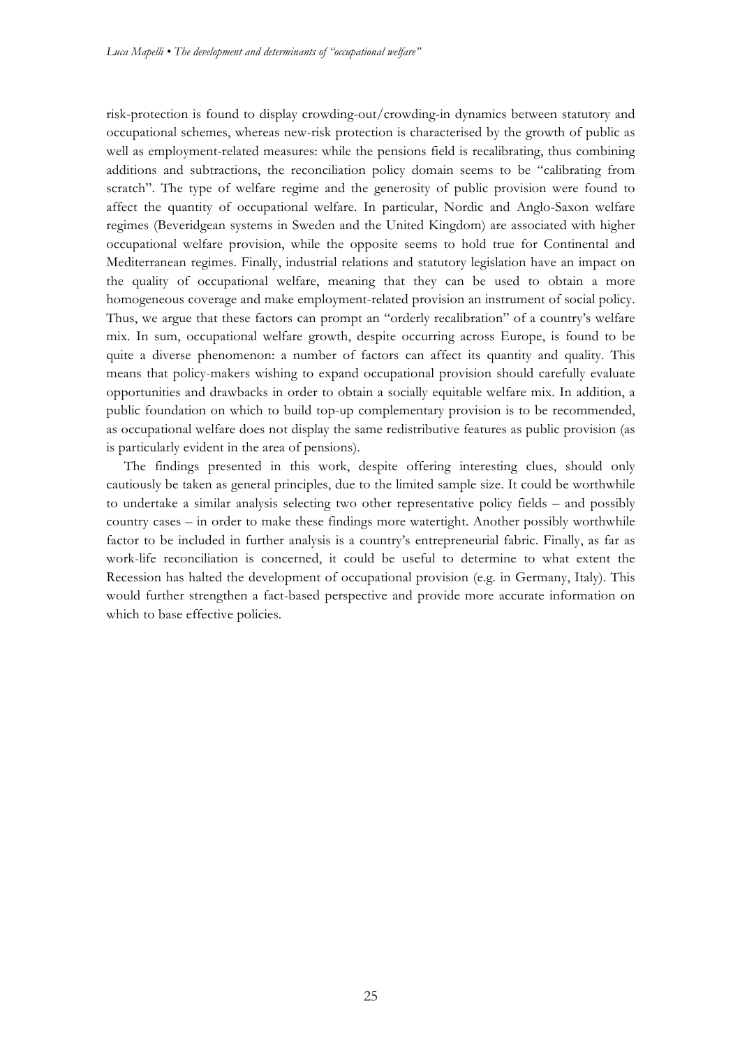risk-protection is found to display crowding-out/crowding-in dynamics between statutory and occupational schemes, whereas new-risk protection is characterised by the growth of public as well as employment-related measures: while the pensions field is recalibrating, thus combining additions and subtractions, the reconciliation policy domain seems to be "calibrating from scratch". The type of welfare regime and the generosity of public provision were found to affect the quantity of occupational welfare. In particular, Nordic and Anglo-Saxon welfare regimes (Beveridgean systems in Sweden and the United Kingdom) are associated with higher occupational welfare provision, while the opposite seems to hold true for Continental and Mediterranean regimes. Finally, industrial relations and statutory legislation have an impact on the quality of occupational welfare, meaning that they can be used to obtain a more homogeneous coverage and make employment-related provision an instrument of social policy. Thus, we argue that these factors can prompt an "orderly recalibration" of a country's welfare mix. In sum, occupational welfare growth, despite occurring across Europe, is found to be quite a diverse phenomenon: a number of factors can affect its quantity and quality. This means that policy-makers wishing to expand occupational provision should carefully evaluate opportunities and drawbacks in order to obtain a socially equitable welfare mix. In addition, a public foundation on which to build top-up complementary provision is to be recommended, as occupational welfare does not display the same redistributive features as public provision (as is particularly evident in the area of pensions).

The findings presented in this work, despite offering interesting clues, should only cautiously be taken as general principles, due to the limited sample size. It could be worthwhile to undertake a similar analysis selecting two other representative policy fields – and possibly country cases – in order to make these findings more watertight. Another possibly worthwhile factor to be included in further analysis is a country's entrepreneurial fabric. Finally, as far as work-life reconciliation is concerned, it could be useful to determine to what extent the Recession has halted the development of occupational provision (e.g. in Germany, Italy). This would further strengthen a fact-based perspective and provide more accurate information on which to base effective policies.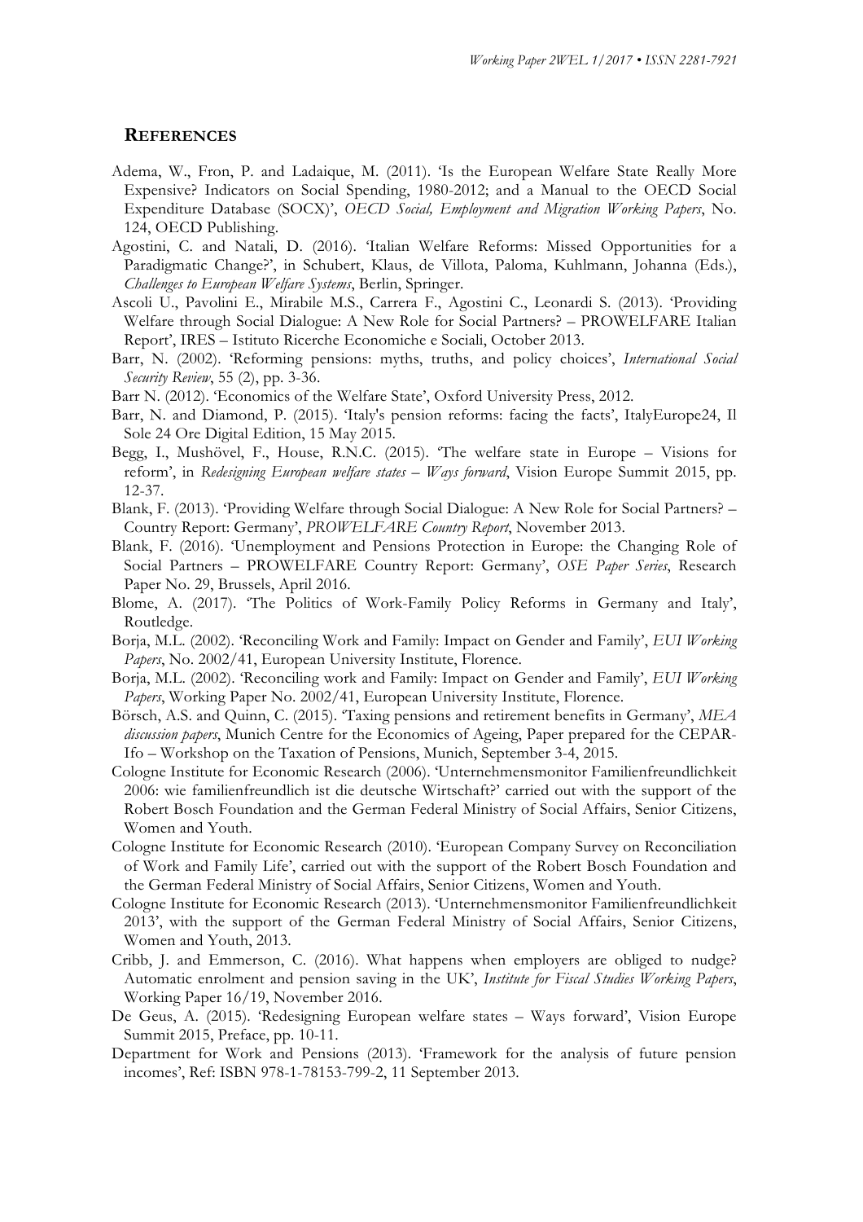## References

Adema, W., Fron, P. and Ladaique, M. (2011). 'Is the European Welfare State Really More Expensive? Indicators on Social Spending, 1980-2012; and a Manual to the OECD Social Expenditure Database (SOCX)', *OECD Social, Employment and Migration Working Papers*, No. 124, OECD Publishing.

Agostini, C. and Natali, D. (2016). 'Italian Welfare Reforms: Missed Opportunities for a Paradigmatic Change?', in Schubert, Klaus, de Villota, Paloma, Kuhlmann, Johanna (Eds.), *Challenges to European Welfare Systems*, Berlin, Springer.

Ascoli U., Pavolini E., Mirabile M.S., Carrera F., Agostini C., Leonardi S. (2013). 'Providing Welfare through Social Dialogue: A New Role for Social Partners? – PROWELFARE Italian Report', IRES – Istituto Ricerche Economiche e Sociali, October 2013.

Barr, N. (2002). 'Reforming pensions: myths, truths, and policy choices', *International Social Security Review*, 55 (2), pp. 3-36.

Barr N. (2012). 'Economics of the Welfare State', Oxford University Press, 2012.

Barr, N. and Diamond, P. (2015). 'Italy's pension reforms: facing the facts', ItalyEurope24, Il Sole 24 Ore Digital Edition, 15 May 2015.

Begg, I., Mushövel, F., House, R.N.C. (2015). 'The welfare state in Europe – Visions for reform', in *Redesigning European welfare states – Ways forward*, Vision Europe Summit 2015, pp. 12-37.

Blank, F. (2013). 'Providing Welfare through Social Dialogue: A New Role for Social Partners? – Country Report: Germany', *PROWELFARE Country Report*, November 2013.

Blank, F. (2016). 'Unemployment and Pensions Protection in Europe: the Changing Role of Social Partners – PROWELFARE Country Report: Germany', *OSE Paper Series*, Research Paper No. 29, Brussels, April 2016.

Blome, A. (2017). 'The Politics of Work-Family Policy Reforms in Germany and Italy', Routledge.

Borja, M.L. (2002). 'Reconciling Work and Family: Impact on Gender and Family', *EUI Working Papers*, No. 2002/41, European University Institute, Florence.

Borja, M.L. (2002). 'Reconciling work and Family: Impact on Gender and Family', *EUI Working Papers*, Working Paper No. 2002/41, European University Institute, Florence.

Börsch, A.S. and Quinn, C. (2015). 'Taxing pensions and retirement benefits in Germany', *MEA discussion papers*, Munich Centre for the Economics of Ageing, Paper prepared for the CEPAR-Ifo – Workshop on the Taxation of Pensions, Munich, September 3-4, 2015.

Cologne Institute for Economic Research (2006). 'Unternehmensmonitor Familienfreundlichkeit 2006: wie familienfreundlich ist die deutsche Wirtschaft?' carried out with the support of the Robert Bosch Foundation and the German Federal Ministry of Social Affairs, Senior Citizens, Women and Youth.

Cologne Institute for Economic Research (2010). 'European Company Survey on Reconciliation of Work and Family Life', carried out with the support of the Robert Bosch Foundation and the German Federal Ministry of Social Affairs, Senior Citizens, Women and Youth.

Cologne Institute for Economic Research (2013). 'Unternehmensmonitor Familienfreundlichkeit 2013', with the support of the German Federal Ministry of Social Affairs, Senior Citizens, Women and Youth, 2013.

Cribb, J. and Emmerson, C. (2016). What happens when employers are obliged to nudge? Automatic enrolment and pension saving in the UK', *Institute for Fiscal Studies Working Papers*, Working Paper 16/19, November 2016.

De Geus, A. (2015). 'Redesigning European welfare states – Ways forward', Vision Europe Summit 2015, Preface, pp. 10-11.

Department for Work and Pensions (2013). 'Framework for the analysis of future pension incomes', Ref: ISBN 978-1-78153-799-2, 11 September 2013.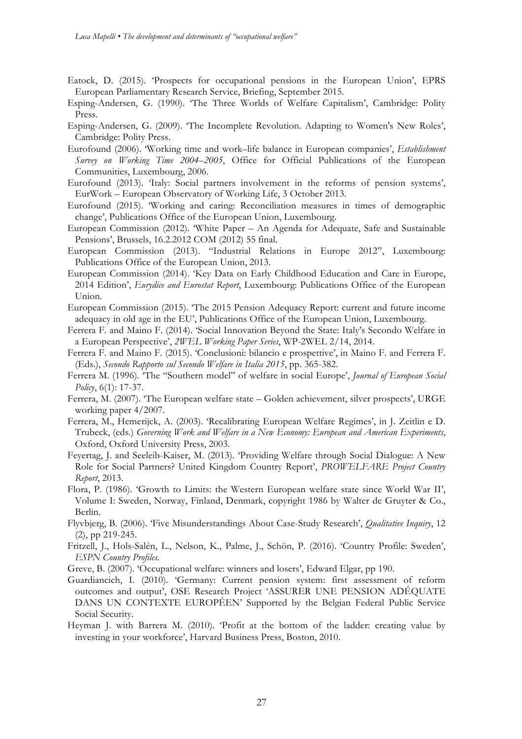Eatock, D. (2015). 'Prospects for occupational pensions in the European Union', EPRS European Parliamentary Research Service, Briefing, September 2015.

Esping-Andersen, G. (1990). 'The Three Worlds of Welfare Capitalism', Cambridge: Polity Press.

Esping-Andersen, G. (2009). 'The Incomplete Revolution. Adapting to Women's New Roles', Cambridge: Polity Press.

Eurofound (2006). 'Working time and work–life balance in European companies', *Establishment Survey on Working Time 2004–2005*, Office for Official Publications of the European Communities, Luxembourg, 2006.

Eurofound (2013). 'Italy: Social partners involvement in the reforms of pension systems', EurWork – European Observatory of Working Life, 3 October 2013.

Eurofound (2015). 'Working and caring: Reconciliation measures in times of demographic change', Publications Office of the European Union, Luxembourg.

European Commission (2012). 'White Paper – An Agenda for Adequate, Safe and Sustainable Pensions', Brussels, 16.2.2012 COM (2012) 55 final.

European Commission (2013). "Industrial Relations in Europe 2012", Luxembourg: Publications Office of the European Union, 2013.

European Commission (2014). 'Key Data on Early Childhood Education and Care in Europe, 2014 Edition', *Eurydice and Eurostat Report*, Luxembourg: Publications Office of the European Union.

European Commission (2015). 'The 2015 Pension Adequacy Report: current and future income adequacy in old age in the EU', Publications Office of the European Union, Luxembourg.

Ferrera F. and Maino F. (2014). 'Social Innovation Beyond the State: Italy's Secondo Welfare in a European Perspective', *2WEL Working Paper Series*, WP-2WEL 2/14, 2014.

Ferrera F. and Maino F. (2015). 'Conclusioni: bilancio e prospettive', in Maino F. and Ferrera F. (Eds.), *Secondo Rapporto sul Secondo Welfare in Italia 2015*, pp. 365-382.

Ferrera M. (1996). 'The "Southern model" of welfare in social Europe', *Journal of European Social Policy*, 6(1): 17-37.

Ferrera, M. (2007). 'The European welfare state – Golden achievement, silver prospects', URGE working paper 4/2007.

Ferrera, M., Hemerijck, A. (2003). 'Recalibrating European Welfare Regimes', in J. Zeitlin e D. Trubeck, (eds.) *Governing Work and Welfare in a New Economy: European and American Experiments*, Oxford, Oxford University Press, 2003.

Feyertag, J. and Seeleib-Kaiser, M. (2013). 'Providing Welfare through Social Dialogue: A New Role for Social Partners? United Kingdom Country Report', *PROWELFARE Project Country Report*, 2013.

Flora, P. (1986). 'Growth to Limits: the Western European welfare state since World War II', Volume I: Sweden, Norway, Finland, Denmark, copyright 1986 by Walter de Gruyter & Co., Berlin.

Flyvbjerg, B. (2006). 'Five Misunderstandings About Case-Study Research', *Qualitative Inquiry*, 12 (2), pp 219-245.

Fritzell, J., Hols-Salén, L., Nelson, K., Palme, J., Schön, P. (2016). 'Country Profile: Sweden', *ESPN Country Profiles*.

Greve, B. (2007). 'Occupational welfare: winners and losers', Edward Elgar, pp 190.

Guardiancich, I. (2010). 'Germany: Current pension system: first assessment of reform outcomes and output', OSE Research Project 'ASSURER UNE PENSION ADÉQUATE DANS UN CONTEXTE EUROPÉEN' Supported by the Belgian Federal Public Service Social Security.

Heyman J. with Barrera M. (2010). 'Profit at the bottom of the ladder: creating value by investing in your workforce', Harvard Business Press, Boston, 2010.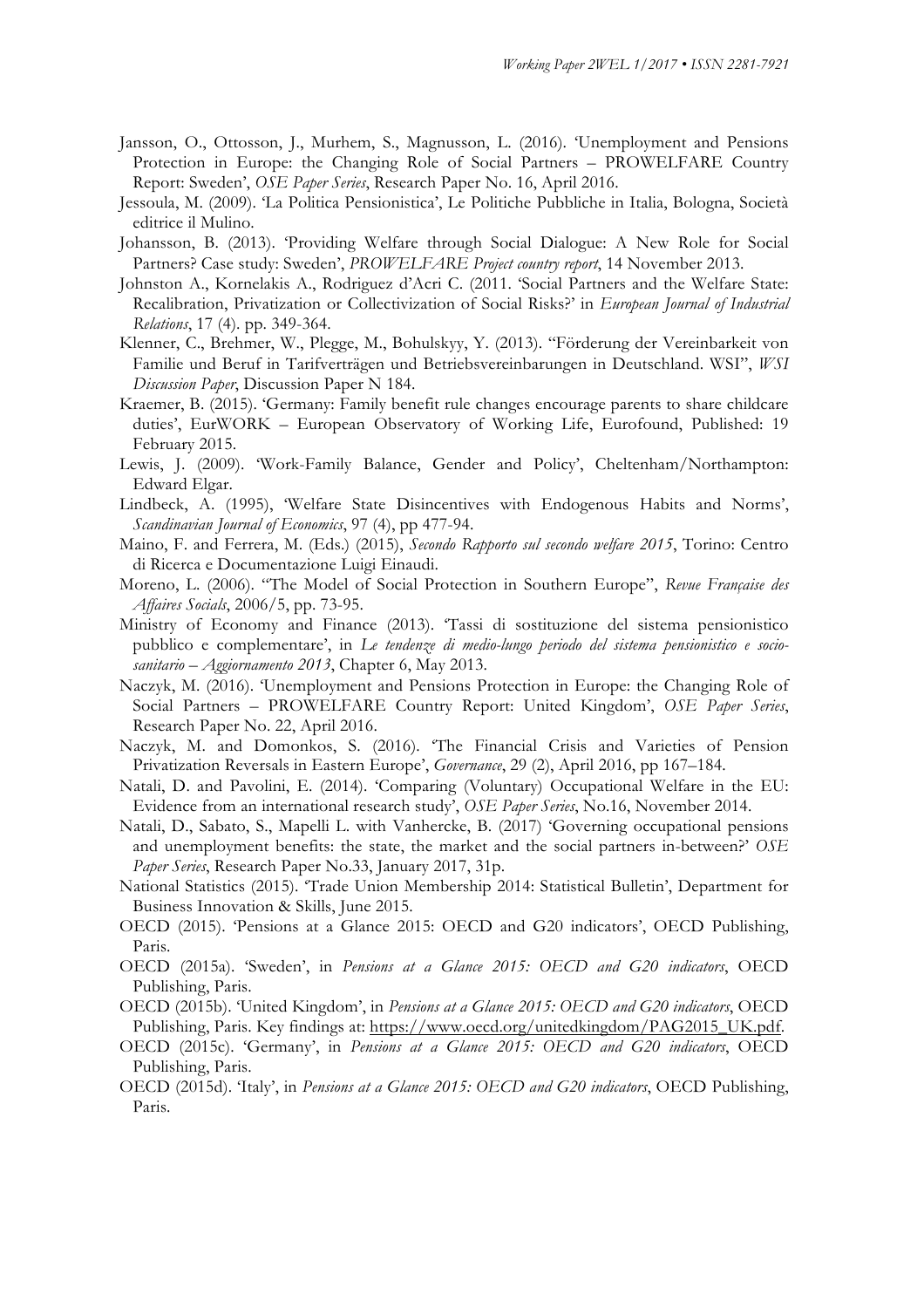Jansson, O., Ottosson, J., Murhem, S., Magnusson, L. (2016). 'Unemployment and Pensions Protection in Europe: the Changing Role of Social Partners – PROWELFARE Country Report: Sweden', *OSE Paper Series*, Research Paper No. 16, April 2016.

Jessoula, M. (2009). 'La Politica Pensionistica', Le Politiche Pubbliche in Italia, Bologna, Società editrice il Mulino.

Johansson, B. (2013). 'Providing Welfare through Social Dialogue: A New Role for Social Partners? Case study: Sweden', *PROWELFARE Project country report*, 14 November 2013.

Johnston A., Kornelakis A., Rodriguez d'Acri C. (2011. 'Social Partners and the Welfare State: Recalibration, Privatization or Collectivization of Social Risks?' in *European Journal of Industrial Relations*, 17 (4). pp. 349-364.

Klenner, C., Brehmer, W., Plegge, M., Bohulskyy, Y. (2013). "Förderung der Vereinbarkeit von Familie und Beruf in Tarifverträgen und Betriebsvereinbarungen in Deutschland. WSI", *WSI Discussion Paper*, Discussion Paper N 184.

Kraemer, B. (2015). 'Germany: Family benefit rule changes encourage parents to share childcare duties', EurWORK – European Observatory of Working Life, Eurofound, Published: 19 February 2015.

Lewis, J. (2009). 'Work-Family Balance, Gender and Policy', Cheltenham/Northampton: Edward Elgar.

Lindbeck, A. (1995), 'Welfare State Disincentives with Endogenous Habits and Norms', *Scandinavian Journal of Economics*, 97 (4), pp 477-94.

Maino, F. and Ferrera, M. (Eds.) (2015), *Secondo Rapporto sul secondo welfare 2015*, Torino: Centro di Ricerca e Documentazione Luigi Einaudi.

Moreno, L. (2006). "The Model of Social Protection in Southern Europe", *Revue Française des Affaires Socials*, 2006/5, pp. 73-95.

Ministry of Economy and Finance (2013). 'Tassi di sostituzione del sistema pensionistico pubblico e complementare', in *Le tendenze di medio-lungo periodo del sistema pensionistico e socio-sanitario – Aggiornamento 2013*, Chapter 6, May 2013.

Naczyk, M. (2016). 'Unemployment and Pensions Protection in Europe: the Changing Role of Social Partners – PROWELFARE Country Report: United Kingdom', *OSE Paper Series*, Research Paper No. 22, April 2016.

Naczyk, M. and Domonkos, S. (2016). 'The Financial Crisis and Varieties of Pension Privatization Reversals in Eastern Europe', *Governance*, 29 (2), April 2016, pp 167–184.

Natali, D. and Pavolini, E. (2014). 'Comparing (Voluntary) Occupational Welfare in the EU: Evidence from an international research study', *OSE Paper Series*, No.16, November 2014.

Natali, D., Sabato, S., Mapelli L. with Vanhercke, B. (2017) 'Governing occupational pensions and unemployment benefits: the state, the market and the social partners in-between?' *OSE Paper Series*, Research Paper No.33, January 2017, 31p.

National Statistics (2015). 'Trade Union Membership 2014: Statistical Bulletin', Department for Business Innovation & Skills, June 2015.

OECD (2015). 'Pensions at a Glance 2015: OECD and G20 indicators', OECD Publishing, Paris.

OECD (2015a). 'Sweden', in *Pensions at a Glance 2015: OECD and G20 indicators*, OECD Publishing, Paris.

OECD (2015b). 'United Kingdom', in *Pensions at a Glance 2015: OECD and G20 indicators*, OECD Publishing, Paris. Key findings at: https://www.oecd.org/unitedkingdom/PAG2015_UK.pdf.

OECD (2015c). 'Germany', in *Pensions at a Glance 2015: OECD and G20 indicators*, OECD Publishing, Paris.

OECD (2015d). 'Italy', in *Pensions at a Glance 2015: OECD and G20 indicators*, OECD Publishing, Paris.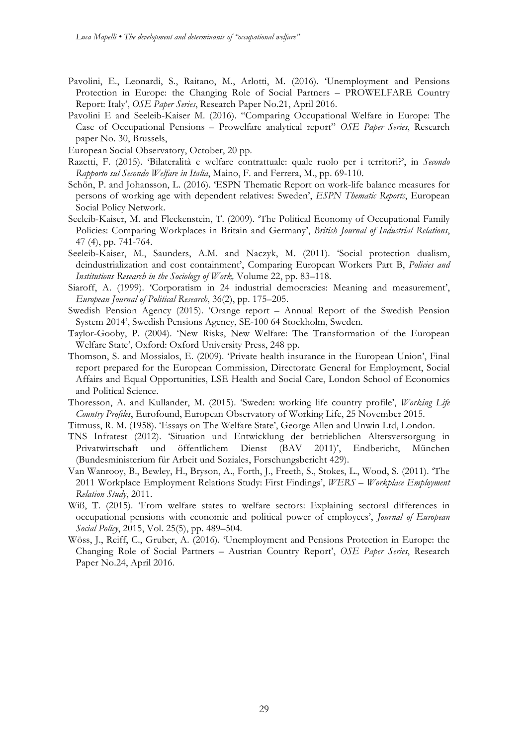Pavolini, E., Leonardi, S., Raitano, M., Arlotti, M. (2016). 'Unemployment and Pensions Protection in Europe: the Changing Role of Social Partners – PROWELFARE Country Report: Italy', *OSE Paper Series*, Research Paper No.21, April 2016.

Pavolini E and Seeleib-Kaiser M. (2016). "Comparing Occupational Welfare in Europe: The Case of Occupational Pensions – Prowelfare analytical report" *OSE Paper Series*, Research paper No. 30, Brussels,

European Social Observatory, October, 20 pp.

Razetti, F. (2015). 'Bilateralità e welfare contrattuale: quale ruolo per i territori?', in *Secondo Rapporto sul Secondo Welfare in Italia*, Maino, F. and Ferrera, M., pp. 69-110.

Schön, P. and Johansson, L. (2016). 'ESPN Thematic Report on work-life balance measures for persons of working age with dependent relatives: Sweden', *ESPN Thematic Reports*, European Social Policy Network.

Seeleib-Kaiser, M. and Fleckenstein, T. (2009). 'The Political Economy of Occupational Family Policies: Comparing Workplaces in Britain and Germany', *British Journal of Industrial Relations*, 47 (4), pp. 741-764.

Seeleib-Kaiser, M., Saunders, A.M. and Naczyk, M. (2011). 'Social protection dualism, deindustrialization and cost containment', Comparing European Workers Part B, *Policies and Institutions Research in the Sociology of Work,* Volume 22, pp. 83–118.

Siaroff, A. (1999). 'Corporatism in 24 industrial democracies: Meaning and measurement', *European Journal of Political Research*, 36(2), pp. 175–205.

Swedish Pension Agency (2015). 'Orange report – Annual Report of the Swedish Pension System 2014', Swedish Pensions Agency, SE-100 64 Stockholm, Sweden.

Taylor-Gooby, P. (2004). 'New Risks, New Welfare: The Transformation of the European Welfare State', Oxford: Oxford University Press, 248 pp.

Thomson, S. and Mossialos, E. (2009). 'Private health insurance in the European Union', Final report prepared for the European Commission, Directorate General for Employment, Social Affairs and Equal Opportunities, LSE Health and Social Care, London School of Economics and Political Science.

Thoresson, A. and Kullander, M. (2015). 'Sweden: working life country profile', *Working Life Country Profiles*, Eurofound, European Observatory of Working Life, 25 November 2015.

Titmuss, R. M. (1958). 'Essays on The Welfare State', George Allen and Unwin Ltd, London.

TNS Infratest (2012). 'Situation und Entwicklung der betrieblichen Altersversorgung in Privatwirtschaft und öffentlichem Dienst (BAV 2011)', Endbericht, München (Bundesministerium für Arbeit und Soziales, Forschungsbericht 429).

Van Wanrooy, B., Bewley, H., Bryson, A., Forth, J., Freeth, S., Stokes, L., Wood, S. (2011). 'The 2011 Workplace Employment Relations Study: First Findings', *WERS – Workplace Employment Relation Study*, 2011.

Wiß, T. (2015). 'From welfare states to welfare sectors: Explaining sectoral differences in occupational pensions with economic and political power of employees', *Journal of European Social Policy*, 2015, Vol. 25(5), pp. 489–504.

Wöss, J., Reiff, C., Gruber, A. (2016). 'Unemployment and Pensions Protection in Europe: the Changing Role of Social Partners – Austrian Country Report', *OSE Paper Series*, Research Paper No.24, April 2016.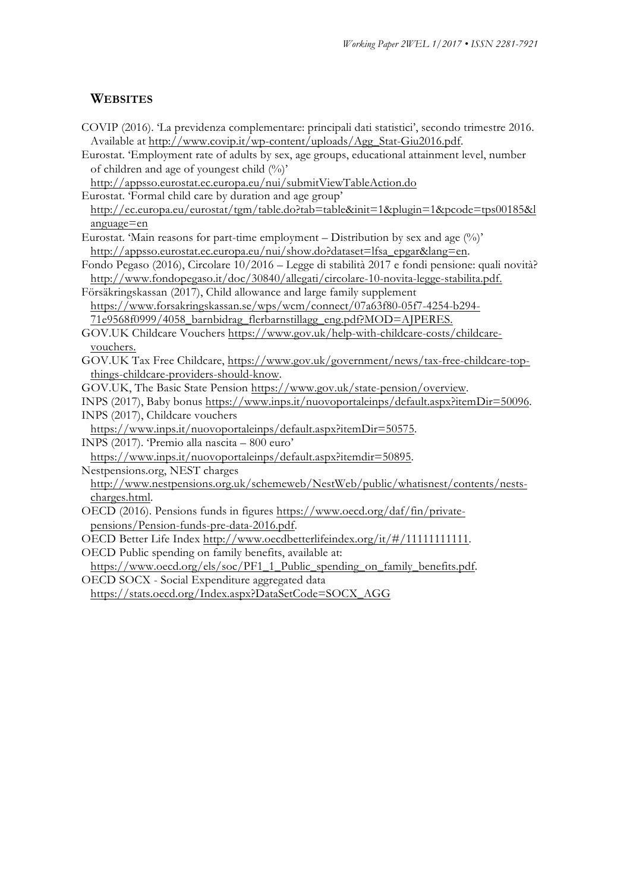## WEBSITES

COVIP (2016). 'La previdenza complementare: principali dati statistici', secondo trimestre 2016. Available at http://www.covip.it/wp-content/uploads/Agg_Stat-Giu2016.pdf.

Eurostat. 'Employment rate of adults by sex, age groups, educational attainment level, number of children and age of youngest child (%)' http://appsso.eurostat.ec.europa.eu/nui/submitViewTableAction.do

Eurostat. 'Formal child care by duration and age group' http://ec.europa.eu/eurostat/tgm/table.do?tab=table&init=1&plugin=1&pcode=tps00185&language=en

Eurostat. 'Main reasons for part-time employment – Distribution by sex and age (%)' http://appsso.eurostat.ec.europa.eu/nui/show.do?dataset=lfsa_epgar&lang=en.

Fondo Pegaso (2016), Circolare 10/2016 – Legge di stabilità 2017 e fondi pensione: quali novità? http://www.fondopegaso.it/doc/30840/allegati/circolare-10-novita-legge-stabilita.pdf.

Försäkringskassan (2017), Child allowance and large family supplement https://www.forsakringskassan.se/wps/wcm/connect/07a63f80-05f7-4254-b294-71e9568f0999/4058_barnbidrag_flerbarnstillagg_eng.pdf?MOD=AJPERES.

GOV.UK Childcare Vouchers https://www.gov.uk/help-with-childcare-costs/childcare-vouchers.

GOV.UK Tax Free Childcare, https://www.gov.uk/government/news/tax-free-childcare-top-things-childcare-providers-should-know.

GOV.UK, The Basic State Pension https://www.gov.uk/state-pension/overview.

INPS (2017), Baby bonus https://www.inps.it/nuovoportaleinps/default.aspx?itemDir=50096.

INPS (2017), Childcare vouchers https://www.inps.it/nuovoportaleinps/default.aspx?itemDir=50575.

INPS (2017). 'Premio alla nascita – 800 euro' https://www.inps.it/nuovoportaleinps/default.aspx?itemdir=50895.

Nestpensions.org, NEST charges http://www.nestpensions.org.uk/schemeweb/NestWeb/public/whatisnest/contents/nests-charges.html.

OECD (2016). Pensions funds in figures https://www.oecd.org/daf/fin/private-pensions/Pension-funds-pre-data-2016.pdf.

OECD Better Life Index http://www.oecdbetterlifeindex.org/it/#/11111111111.

OECD Public spending on family benefits, available at: https://www.oecd.org/els/soc/PF1_1_Public_spending_on_family_benefits.pdf.

OECD SOCX - Social Expenditure aggregated data https://stats.oecd.org/Index.aspx?DataSetCode=SOCX_AGG